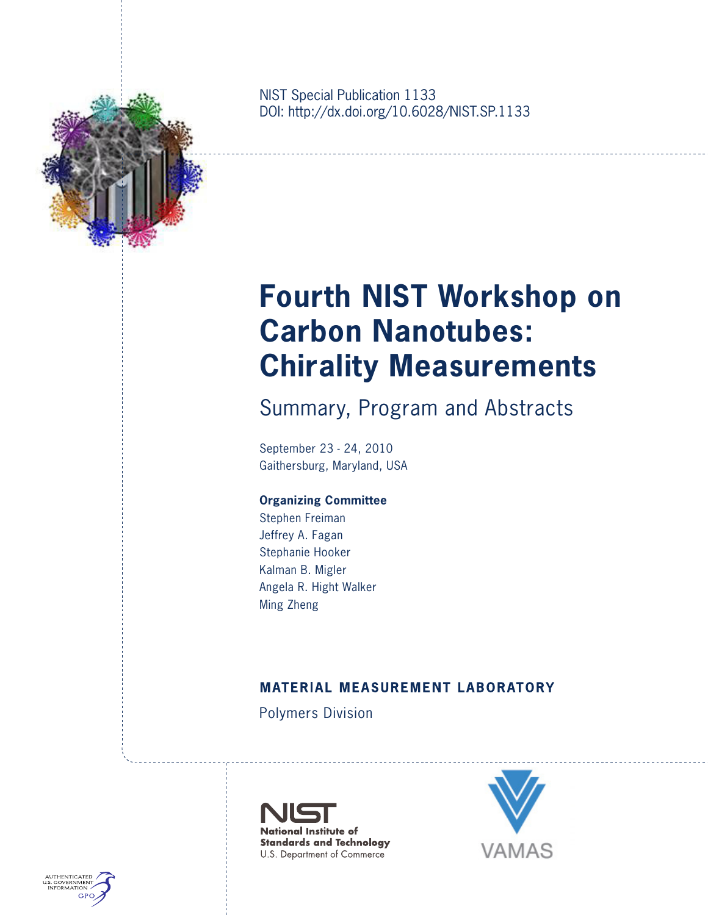NIST Special Publication 1133
DOI: http://dx.doi.org/10.6028/NIST.SP.1133

# Fourth NIST Workshop on Carbon Nanotubes: Chirality Measurements

## Summary, Program and Abstracts

September 23 - 24, 2010
Gaithersburg, Maryland, USA

**Organizing Committee**
Stephen Freiman
Jeffrey A. Fagan
Stephanie Hooker
Kalman B. Migler
Angela R. Hight Walker
Ming Zheng

**MATERIAL MEASUREMENT LABORATORY**

Polymers Division

NIST
National Institute of Standards and Technology
U.S. Department of Commerce

VAMAS

AUTHENTICATED U.S. GOVERNMENT INFORMATION GPO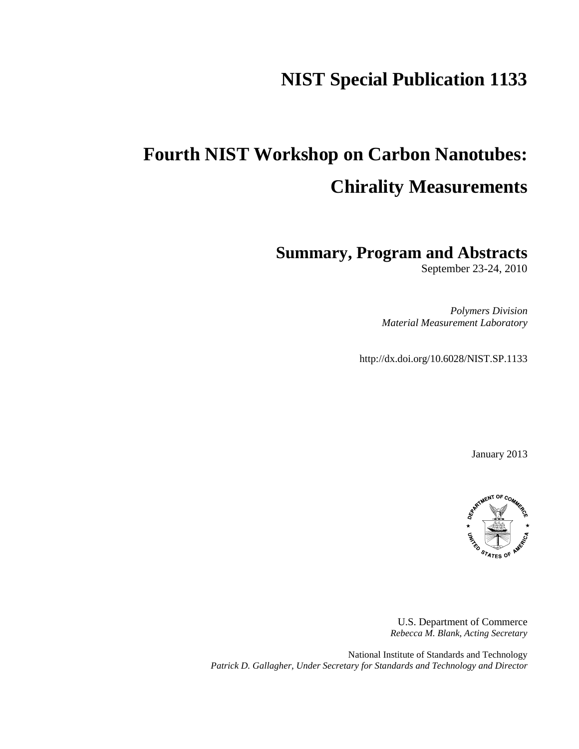# NIST Special Publication 1133

# Fourth NIST Workshop on Carbon Nanotubes:

# Chirality Measurements

## Summary, Program and Abstracts

September 23-24, 2010

*Polymers Division*
*Material Measurement Laboratory*

http://dx.doi.org/10.6028/NIST.SP.1133

January 2013

U.S. Department of Commerce
*Rebecca M. Blank, Acting Secretary*

National Institute of Standards and Technology
*Patrick D. Gallagher, Under Secretary for Standards and Technology and Director*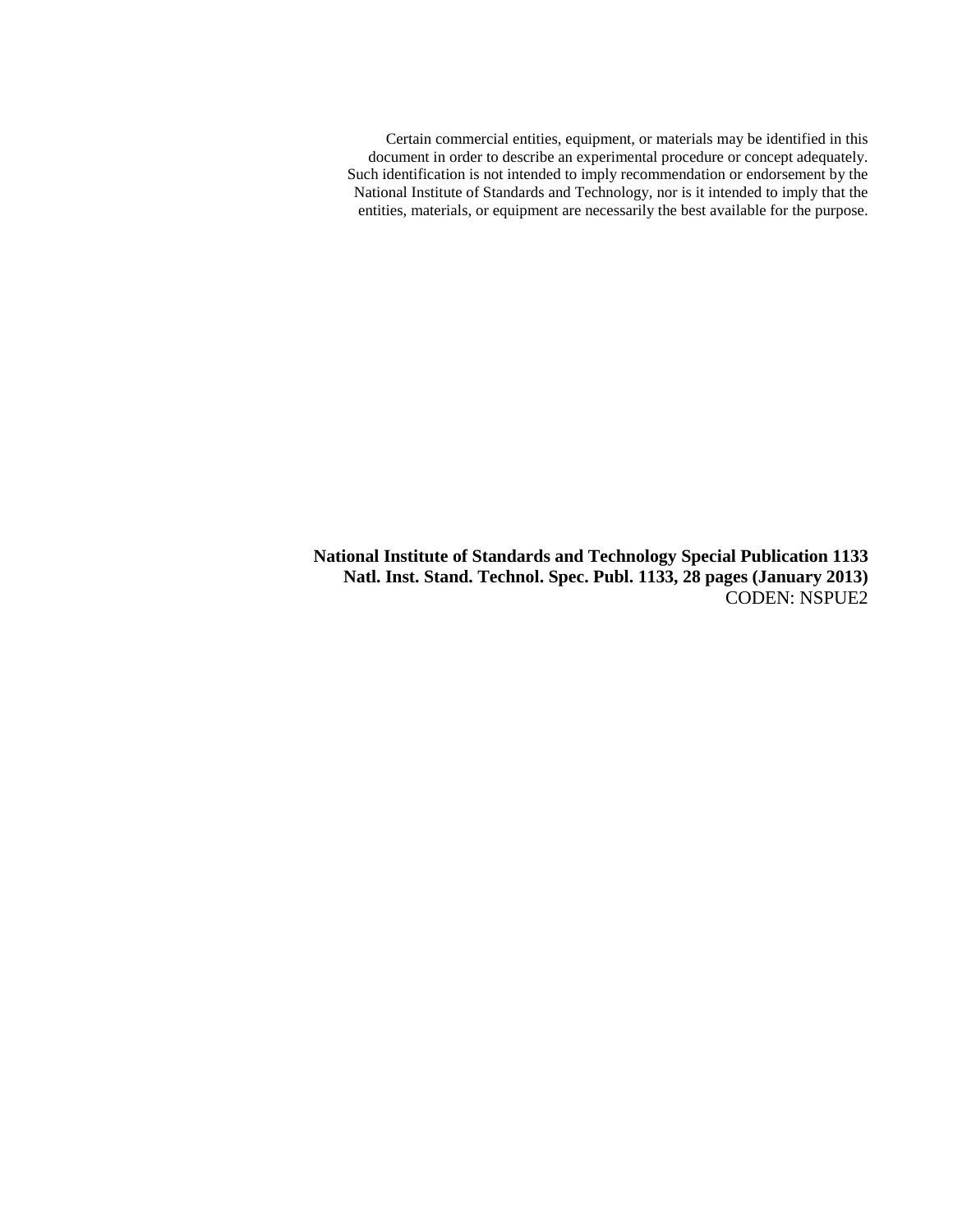Certain commercial entities, equipment, or materials may be identified in this document in order to describe an experimental procedure or concept adequately. Such identification is not intended to imply recommendation or endorsement by the National Institute of Standards and Technology, nor is it intended to imply that the entities, materials, or equipment are necessarily the best available for the purpose.

**National Institute of Standards and Technology Special Publication 1133**
**Natl. Inst. Stand. Technol. Spec. Publ. 1133, 28 pages (January 2013)**
CODEN: NSPUE2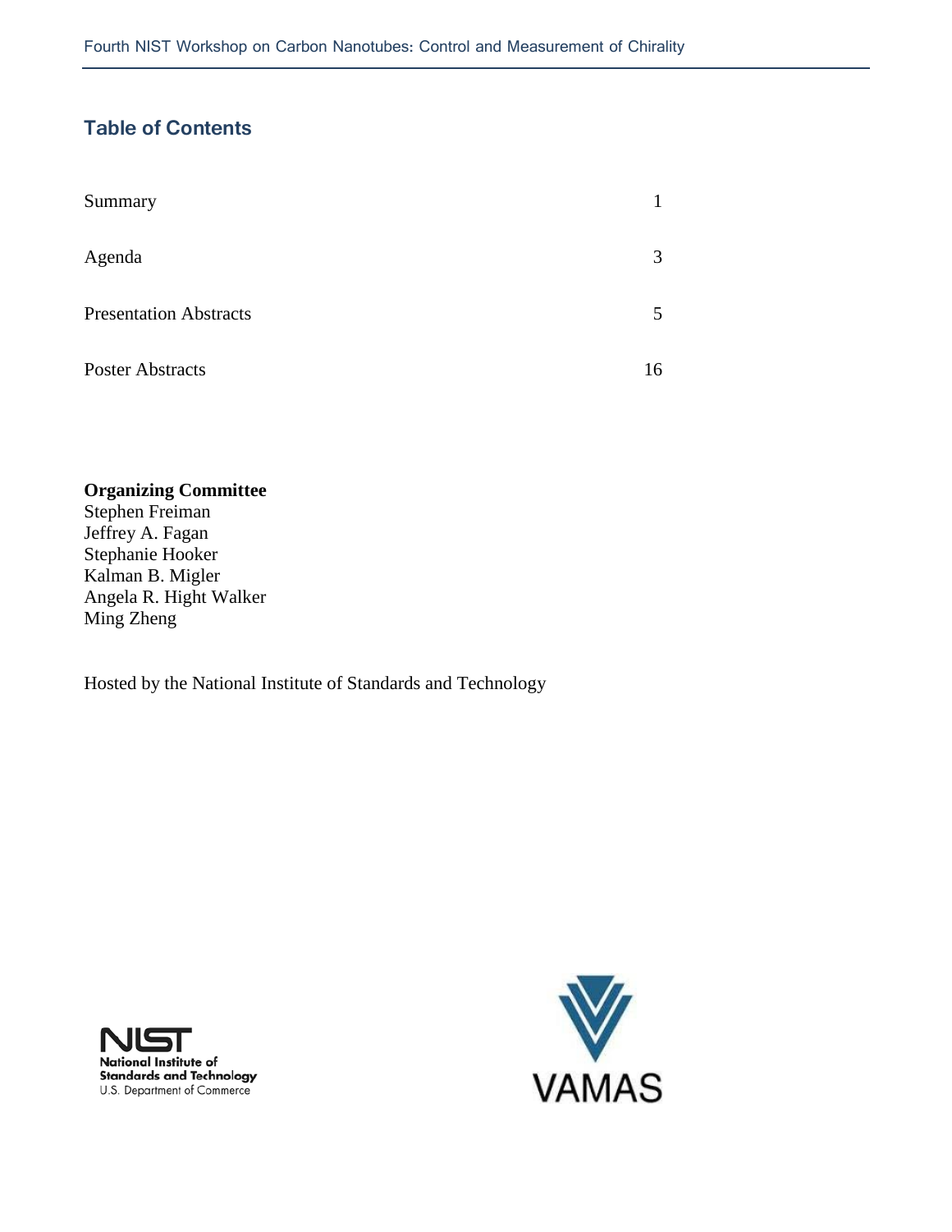## Table of Contents

| | |
|---|---|
| Summary | 1 |
| Agenda | 3 |
| Presentation Abstracts | 5 |
| Poster Abstracts | 16 |

**Organizing Committee**
Stephen Freiman
Jeffrey A. Fagan
Stephanie Hooker
Kalman B. Migler
Angela R. Hight Walker
Ming Zheng

Hosted by the National Institute of Standards and Technology

NIST
National Institute of Standards and Technology
U.S. Department of Commerce

VAMAS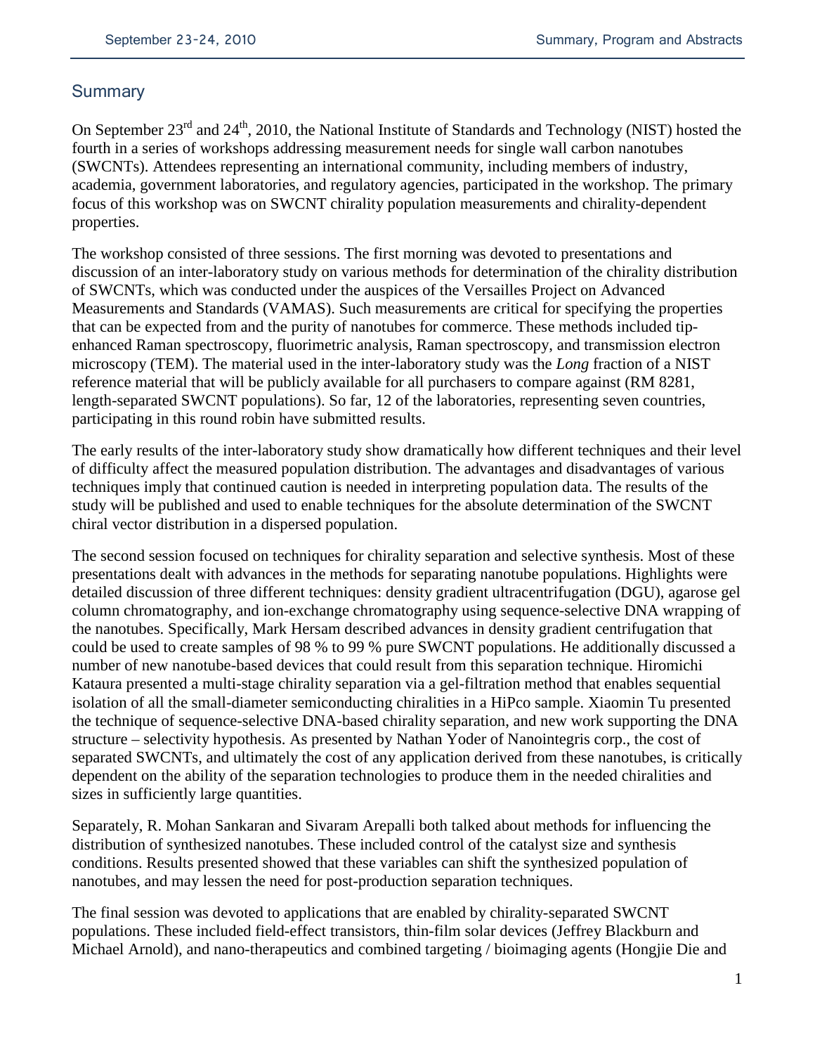## Summary

On September 23rd and 24th, 2010, the National Institute of Standards and Technology (NIST) hosted the fourth in a series of workshops addressing measurement needs for single wall carbon nanotubes (SWCNTs). Attendees representing an international community, including members of industry, academia, government laboratories, and regulatory agencies, participated in the workshop. The primary focus of this workshop was on SWCNT chirality population measurements and chirality-dependent properties.

The workshop consisted of three sessions. The first morning was devoted to presentations and discussion of an inter-laboratory study on various methods for determination of the chirality distribution of SWCNTs, which was conducted under the auspices of the Versailles Project on Advanced Measurements and Standards (VAMAS). Such measurements are critical for specifying the properties that can be expected from and the purity of nanotubes for commerce. These methods included tip-enhanced Raman spectroscopy, fluorimetric analysis, Raman spectroscopy, and transmission electron microscopy (TEM). The material used in the inter-laboratory study was the *Long* fraction of a NIST reference material that will be publicly available for all purchasers to compare against (RM 8281, length-separated SWCNT populations). So far, 12 of the laboratories, representing seven countries, participating in this round robin have submitted results.

The early results of the inter-laboratory study show dramatically how different techniques and their level of difficulty affect the measured population distribution. The advantages and disadvantages of various techniques imply that continued caution is needed in interpreting population data. The results of the study will be published and used to enable techniques for the absolute determination of the SWCNT chiral vector distribution in a dispersed population.

The second session focused on techniques for chirality separation and selective synthesis. Most of these presentations dealt with advances in the methods for separating nanotube populations. Highlights were detailed discussion of three different techniques: density gradient ultracentrifugation (DGU), agarose gel column chromatography, and ion-exchange chromatography using sequence-selective DNA wrapping of the nanotubes. Specifically, Mark Hersam described advances in density gradient centrifugation that could be used to create samples of 98 % to 99 % pure SWCNT populations. He additionally discussed a number of new nanotube-based devices that could result from this separation technique. Hiromichi Kataura presented a multi-stage chirality separation via a gel-filtration method that enables sequential isolation of all the small-diameter semiconducting chiralities in a HiPco sample. Xiaomin Tu presented the technique of sequence-selective DNA-based chirality separation, and new work supporting the DNA structure – selectivity hypothesis. As presented by Nathan Yoder of Nanointegris corp., the cost of separated SWCNTs, and ultimately the cost of any application derived from these nanotubes, is critically dependent on the ability of the separation technologies to produce them in the needed chiralities and sizes in sufficiently large quantities.

Separately, R. Mohan Sankaran and Sivaram Arepalli both talked about methods for influencing the distribution of synthesized nanotubes. These included control of the catalyst size and synthesis conditions. Results presented showed that these variables can shift the synthesized population of nanotubes, and may lessen the need for post-production separation techniques.

The final session was devoted to applications that are enabled by chirality-separated SWCNT populations. These included field-effect transistors, thin-film solar devices (Jeffrey Blackburn and Michael Arnold), and nano-therapeutics and combined targeting / bioimaging agents (Hongjie Die and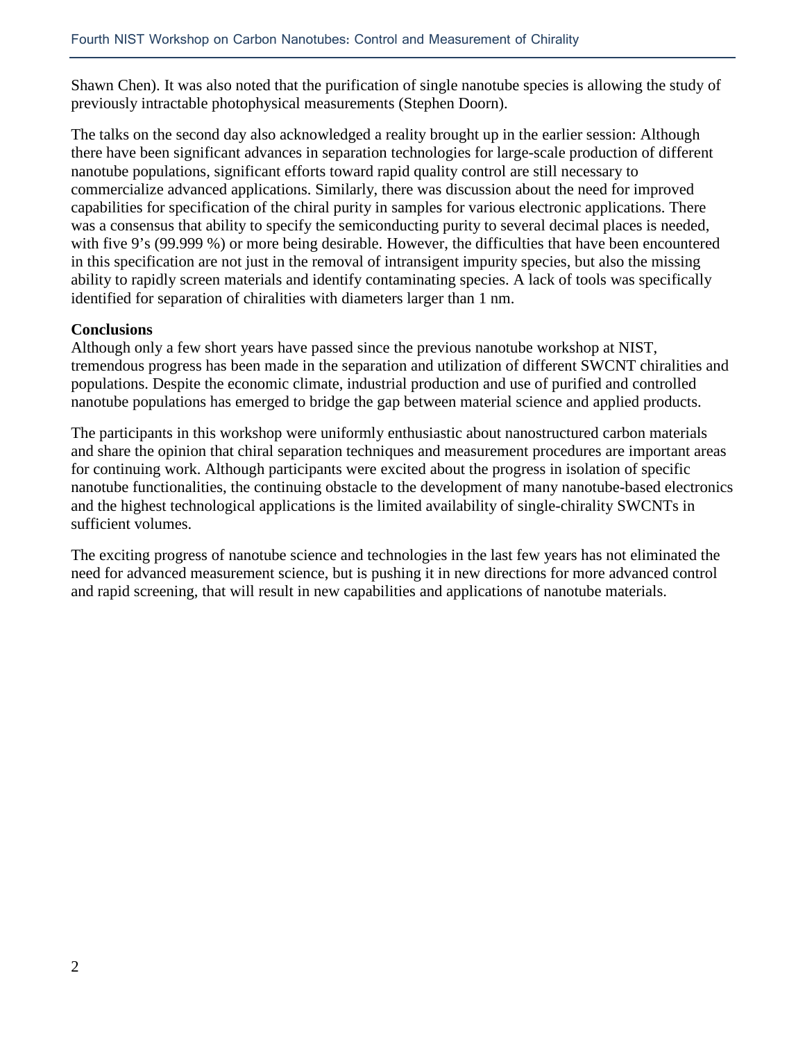Shawn Chen). It was also noted that the purification of single nanotube species is allowing the study of previously intractable photophysical measurements (Stephen Doorn).

The talks on the second day also acknowledged a reality brought up in the earlier session: Although there have been significant advances in separation technologies for large-scale production of different nanotube populations, significant efforts toward rapid quality control are still necessary to commercialize advanced applications. Similarly, there was discussion about the need for improved capabilities for specification of the chiral purity in samples for various electronic applications. There was a consensus that ability to specify the semiconducting purity to several decimal places is needed, with five 9's (99.999 %) or more being desirable. However, the difficulties that have been encountered in this specification are not just in the removal of intransigent impurity species, but also the missing ability to rapidly screen materials and identify contaminating species. A lack of tools was specifically identified for separation of chiralities with diameters larger than 1 nm.

**Conclusions**

Although only a few short years have passed since the previous nanotube workshop at NIST, tremendous progress has been made in the separation and utilization of different SWCNT chiralities and populations. Despite the economic climate, industrial production and use of purified and controlled nanotube populations has emerged to bridge the gap between material science and applied products.

The participants in this workshop were uniformly enthusiastic about nanostructured carbon materials and share the opinion that chiral separation techniques and measurement procedures are important areas for continuing work. Although participants were excited about the progress in isolation of specific nanotube functionalities, the continuing obstacle to the development of many nanotube-based electronics and the highest technological applications is the limited availability of single-chirality SWCNTs in sufficient volumes.

The exciting progress of nanotube science and technologies in the last few years has not eliminated the need for advanced measurement science, but is pushing it in new directions for more advanced control and rapid screening, that will result in new capabilities and applications of nanotube materials.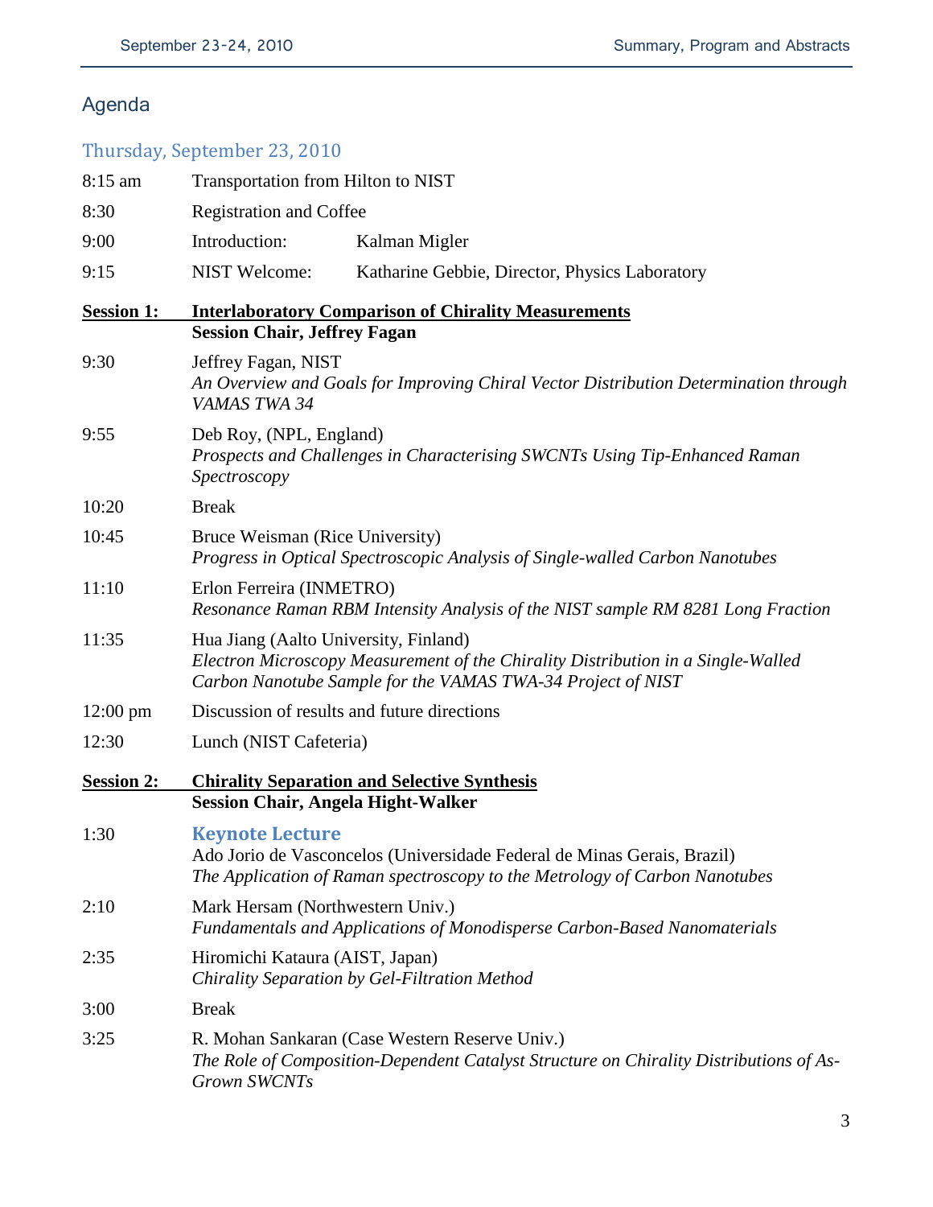## Agenda

### Thursday, September 23, 2010

8:15 am Transportation from Hilton to NIST

8:30 Registration and Coffee

9:00 Introduction: Kalman Migler

9:15 NIST Welcome: Katharine Gebbie, Director, Physics Laboratory

**Session 1: Interlaboratory Comparison of Chirality Measurements**
**Session Chair, Jeffrey Fagan**

9:30 Jeffrey Fagan, NIST
*An Overview and Goals for Improving Chiral Vector Distribution Determination through VAMAS TWA 34*

9:55 Deb Roy, (NPL, England)
*Prospects and Challenges in Characterising SWCNTs Using Tip-Enhanced Raman Spectroscopy*

10:20 Break

10:45 Bruce Weisman (Rice University)
*Progress in Optical Spectroscopic Analysis of Single-walled Carbon Nanotubes*

11:10 Erlon Ferreira (INMETRO)
*Resonance Raman RBM Intensity Analysis of the NIST sample RM 8281 Long Fraction*

11:35 Hua Jiang (Aalto University, Finland)
*Electron Microscopy Measurement of the Chirality Distribution in a Single-Walled Carbon Nanotube Sample for the VAMAS TWA-34 Project of NIST*

12:00 pm Discussion of results and future directions

12:30 Lunch (NIST Cafeteria)

**Session 2: Chirality Separation and Selective Synthesis**
**Session Chair, Angela Hight-Walker**

1:30 **Keynote Lecture**
Ado Jorio de Vasconcelos (Universidade Federal de Minas Gerais, Brazil)
*The Application of Raman spectroscopy to the Metrology of Carbon Nanotubes*

2:10 Mark Hersam (Northwestern Univ.)
*Fundamentals and Applications of Monodisperse Carbon-Based Nanomaterials*

2:35 Hiromichi Kataura (AIST, Japan)
*Chirality Separation by Gel-Filtration Method*

3:00 Break

3:25 R. Mohan Sankaran (Case Western Reserve Univ.)
*The Role of Composition-Dependent Catalyst Structure on Chirality Distributions of As-Grown SWCNTs*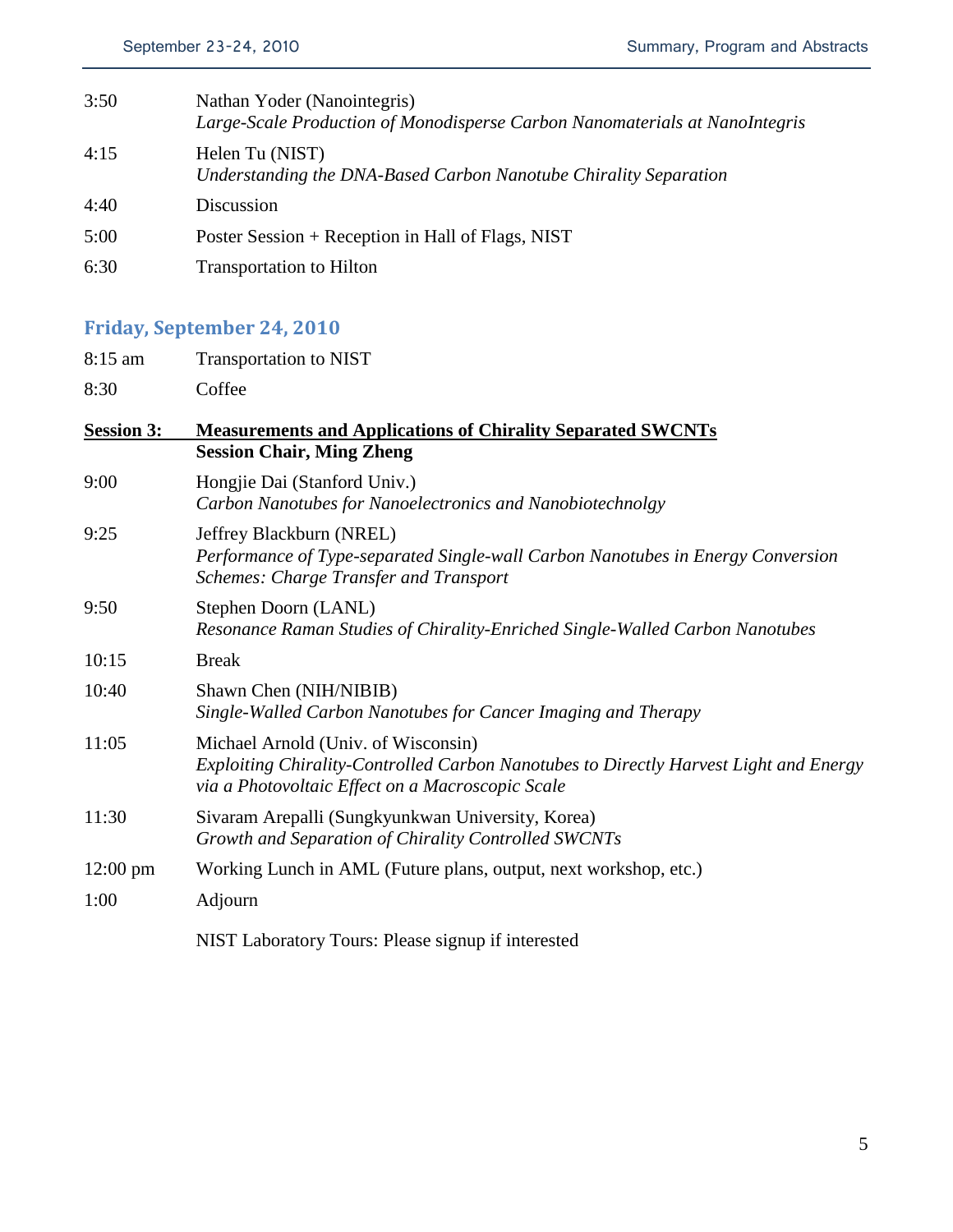| | |
|---|---|
| 3:50 | Nathan Yoder (Nanointegris)<br>*Large-Scale Production of Monodisperse Carbon Nanomaterials at NanoIntegris* |
| 4:15 | Helen Tu (NIST)<br>*Understanding the DNA-Based Carbon Nanotube Chirality Separation* |
| 4:40 | Discussion |
| 5:00 | Poster Session + Reception in Hall of Flags, NIST |
| 6:30 | Transportation to Hilton |

## Friday, September 24, 2010

| | |
|---|---|
| 8:15 am | Transportation to NIST |
| 8:30 | Coffee |

**Session 3: Measurements and Applications of Chirality Separated SWCNTs**
**Session Chair, Ming Zheng**

| | |
|---|---|
| 9:00 | Hongjie Dai (Stanford Univ.)<br>*Carbon Nanotubes for Nanoelectronics and Nanobiotechnolgy* |
| 9:25 | Jeffrey Blackburn (NREL)<br>*Performance of Type-separated Single-wall Carbon Nanotubes in Energy Conversion Schemes: Charge Transfer and Transport* |
| 9:50 | Stephen Doorn (LANL)<br>*Resonance Raman Studies of Chirality-Enriched Single-Walled Carbon Nanotubes* |
| 10:15 | Break |
| 10:40 | Shawn Chen (NIH/NIBIB)<br>*Single-Walled Carbon Nanotubes for Cancer Imaging and Therapy* |
| 11:05 | Michael Arnold (Univ. of Wisconsin)<br>*Exploiting Chirality-Controlled Carbon Nanotubes to Directly Harvest Light and Energy via a Photovoltaic Effect on a Macroscopic Scale* |
| 11:30 | Sivaram Arepalli (Sungkyunkwan University, Korea)<br>*Growth and Separation of Chirality Controlled SWCNTs* |
| 12:00 pm | Working Lunch in AML (Future plans, output, next workshop, etc.) |
| 1:00 | Adjourn |

NIST Laboratory Tours: Please signup if interested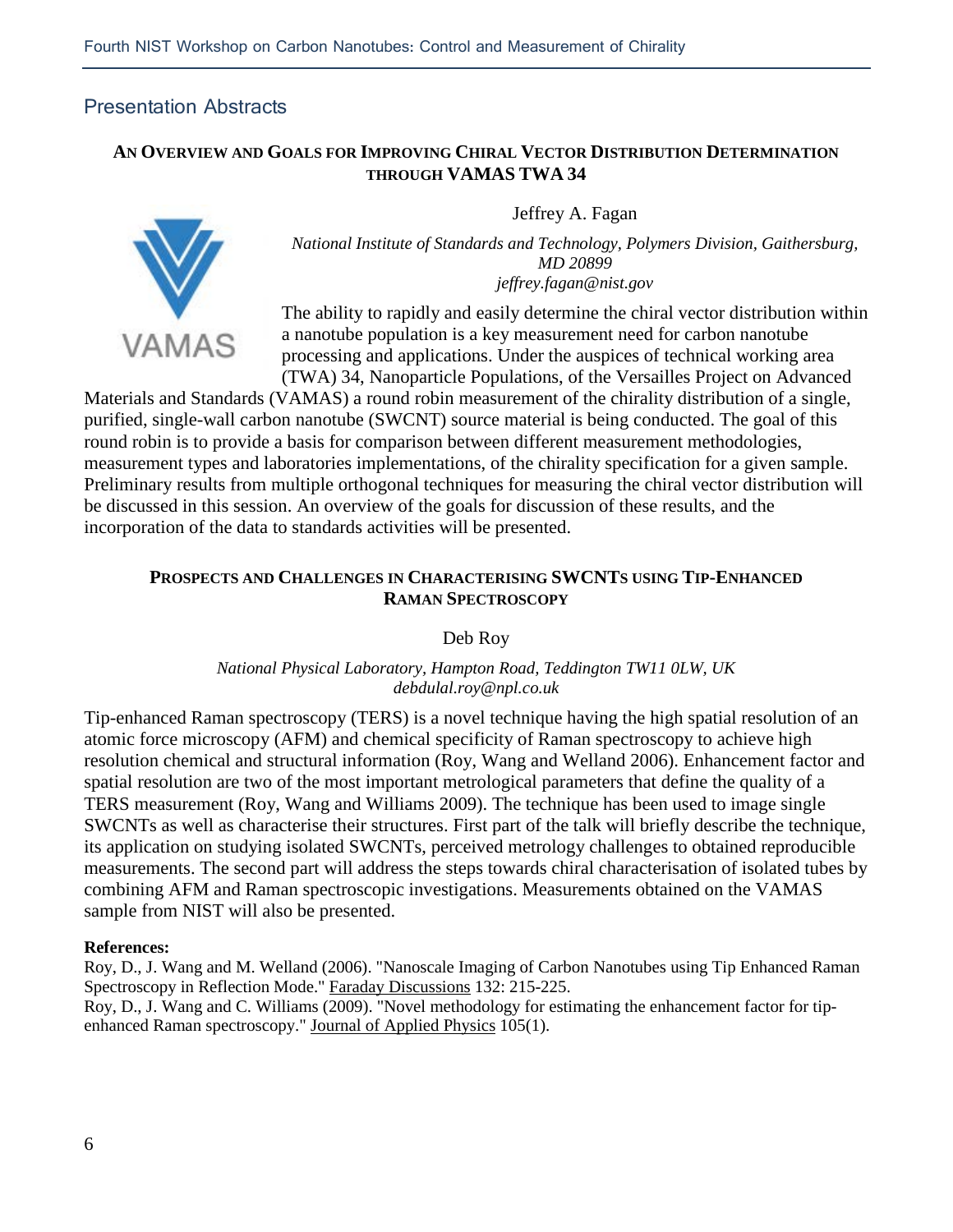## Presentation Abstracts

### An Overview and Goals for Improving Chiral Vector Distribution Determination through VAMAS TWA 34

Jeffrey A. Fagan

*National Institute of Standards and Technology, Polymers Division, Gaithersburg, MD 20899*
*jeffrey.fagan@nist.gov*

The ability to rapidly and easily determine the chiral vector distribution within a nanotube population is a key measurement need for carbon nanotube processing and applications. Under the auspices of technical working area (TWA) 34, Nanoparticle Populations, of the Versailles Project on Advanced Materials and Standards (VAMAS) a round robin measurement of the chirality distribution of a single, purified, single-wall carbon nanotube (SWCNT) source material is being conducted. The goal of this round robin is to provide a basis for comparison between different measurement methodologies, measurement types and laboratories implementations, of the chirality specification for a given sample. Preliminary results from multiple orthogonal techniques for measuring the chiral vector distribution will be discussed in this session. An overview of the goals for discussion of these results, and the incorporation of the data to standards activities will be presented.

### Prospects and Challenges in Characterising SWCNTs using Tip-Enhanced Raman Spectroscopy

Deb Roy

*National Physical Laboratory, Hampton Road, Teddington TW11 0LW, UK*
*debdulal.roy@npl.co.uk*

Tip-enhanced Raman spectroscopy (TERS) is a novel technique having the high spatial resolution of an atomic force microscopy (AFM) and chemical specificity of Raman spectroscopy to achieve high resolution chemical and structural information (Roy, Wang and Welland 2006). Enhancement factor and spatial resolution are two of the most important metrological parameters that define the quality of a TERS measurement (Roy, Wang and Williams 2009). The technique has been used to image single SWCNTs as well as characterise their structures. First part of the talk will briefly describe the technique, its application on studying isolated SWCNTs, perceived metrology challenges to obtained reproducible measurements. The second part will address the steps towards chiral characterisation of isolated tubes by combining AFM and Raman spectroscopic investigations. Measurements obtained on the VAMAS sample from NIST will also be presented.

**References:**

Roy, D., J. Wang and M. Welland (2006). "Nanoscale Imaging of Carbon Nanotubes using Tip Enhanced Raman Spectroscopy in Reflection Mode." Faraday Discussions 132: 215-225.

Roy, D., J. Wang and C. Williams (2009). "Novel methodology for estimating the enhancement factor for tip-enhanced Raman spectroscopy." Journal of Applied Physics 105(1).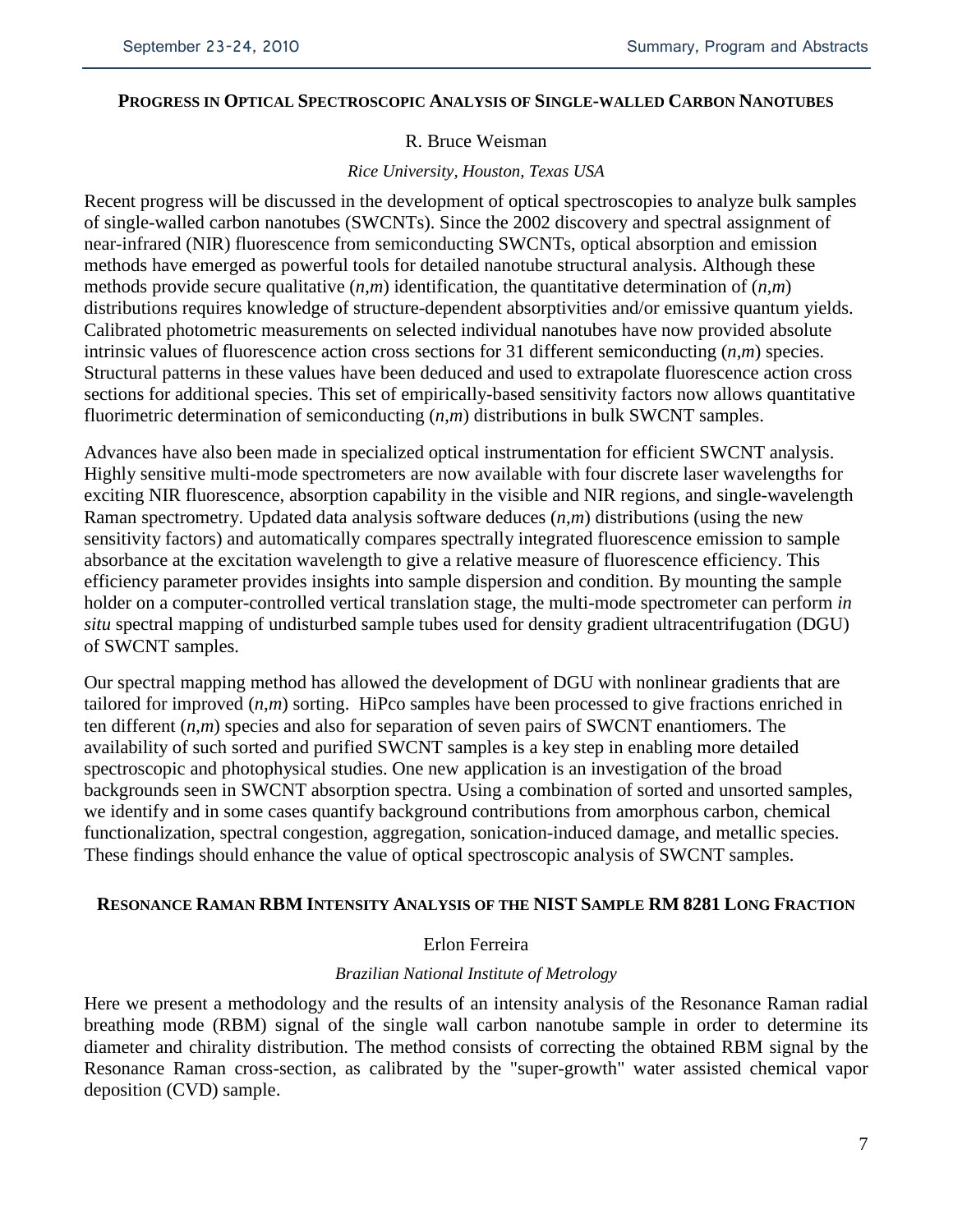## Progress in Optical Spectroscopic Analysis of Single-walled Carbon Nanotubes

R. Bruce Weisman

*Rice University, Houston, Texas USA*

Recent progress will be discussed in the development of optical spectroscopies to analyze bulk samples of single-walled carbon nanotubes (SWCNTs). Since the 2002 discovery and spectral assignment of near-infrared (NIR) fluorescence from semiconducting SWCNTs, optical absorption and emission methods have emerged as powerful tools for detailed nanotube structural analysis. Although these methods provide secure qualitative $(n,m)$ identification, the quantitative determination of $(n,m)$ distributions requires knowledge of structure-dependent absorptivities and/or emissive quantum yields. Calibrated photometric measurements on selected individual nanotubes have now provided absolute intrinsic values of fluorescence action cross sections for 31 different semiconducting $(n,m)$ species. Structural patterns in these values have been deduced and used to extrapolate fluorescence action cross sections for additional species. This set of empirically-based sensitivity factors now allows quantitative fluorimetric determination of semiconducting $(n,m)$ distributions in bulk SWCNT samples.

Advances have also been made in specialized optical instrumentation for efficient SWCNT analysis. Highly sensitive multi-mode spectrometers are now available with four discrete laser wavelengths for exciting NIR fluorescence, absorption capability in the visible and NIR regions, and single-wavelength Raman spectrometry. Updated data analysis software deduces $(n,m)$ distributions (using the new sensitivity factors) and automatically compares spectrally integrated fluorescence emission to sample absorbance at the excitation wavelength to give a relative measure of fluorescence efficiency. This efficiency parameter provides insights into sample dispersion and condition. By mounting the sample holder on a computer-controlled vertical translation stage, the multi-mode spectrometer can perform *in situ* spectral mapping of undisturbed sample tubes used for density gradient ultracentrifugation (DGU) of SWCNT samples.

Our spectral mapping method has allowed the development of DGU with nonlinear gradients that are tailored for improved $(n,m)$ sorting. HiPco samples have been processed to give fractions enriched in ten different $(n,m)$ species and also for separation of seven pairs of SWCNT enantiomers. The availability of such sorted and purified SWCNT samples is a key step in enabling more detailed spectroscopic and photophysical studies. One new application is an investigation of the broad backgrounds seen in SWCNT absorption spectra. Using a combination of sorted and unsorted samples, we identify and in some cases quantify background contributions from amorphous carbon, chemical functionalization, spectral congestion, aggregation, sonication-induced damage, and metallic species. These findings should enhance the value of optical spectroscopic analysis of SWCNT samples.

## Resonance Raman RBM Intensity Analysis of the NIST Sample RM 8281 Long Fraction

Erlon Ferreira

*Brazilian National Institute of Metrology*

Here we present a methodology and the results of an intensity analysis of the Resonance Raman radial breathing mode (RBM) signal of the single wall carbon nanotube sample in order to determine its diameter and chirality distribution. The method consists of correcting the obtained RBM signal by the Resonance Raman cross-section, as calibrated by the "super-growth" water assisted chemical vapor deposition (CVD) sample.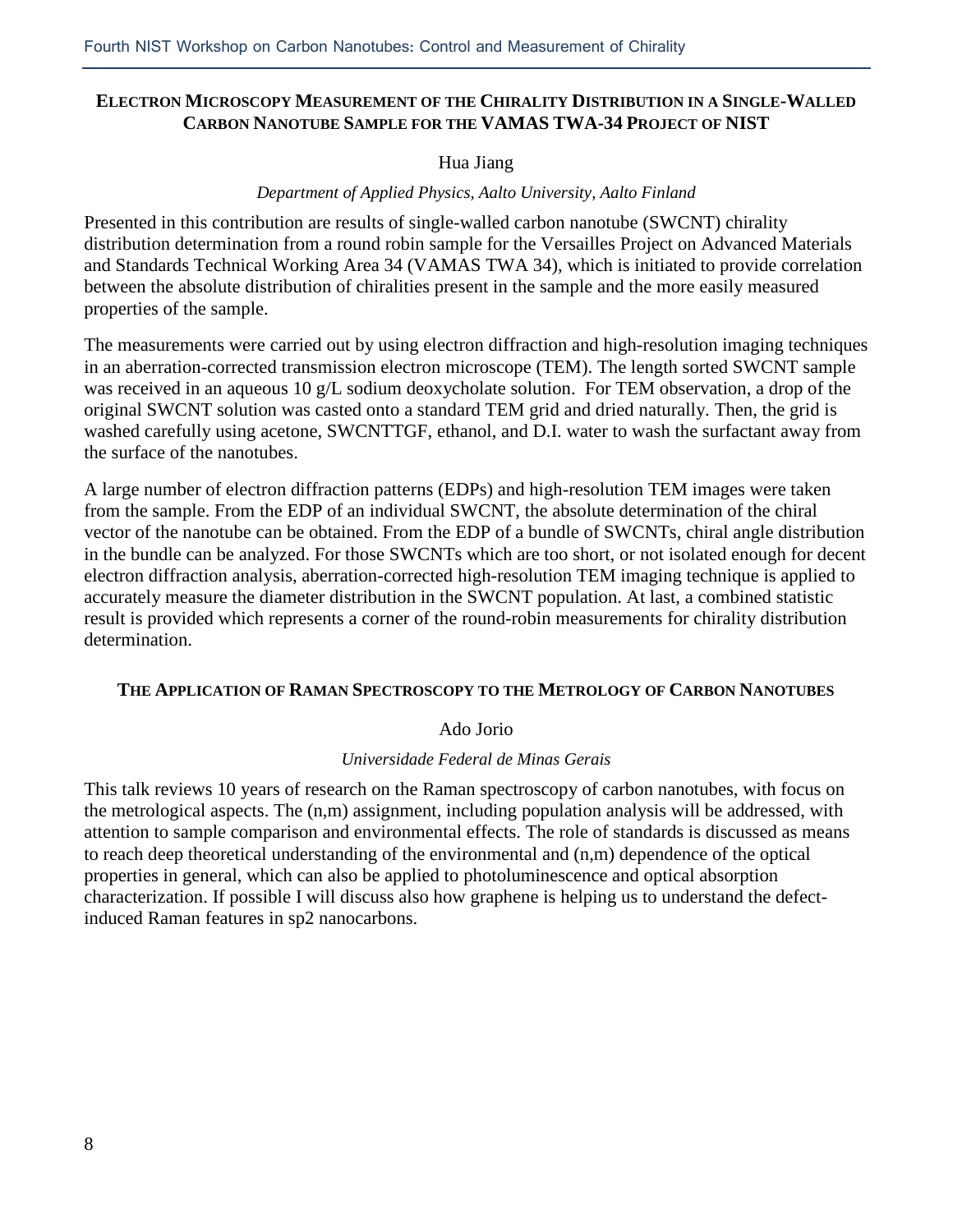## Electron Microscopy Measurement of the Chirality Distribution in a Single-Walled Carbon Nanotube Sample for the VAMAS TWA-34 Project of NIST

Hua Jiang

*Department of Applied Physics, Aalto University, Aalto Finland*

Presented in this contribution are results of single-walled carbon nanotube (SWCNT) chirality distribution determination from a round robin sample for the Versailles Project on Advanced Materials and Standards Technical Working Area 34 (VAMAS TWA 34), which is initiated to provide correlation between the absolute distribution of chiralities present in the sample and the more easily measured properties of the sample.

The measurements were carried out by using electron diffraction and high-resolution imaging techniques in an aberration-corrected transmission electron microscope (TEM). The length sorted SWCNT sample was received in an aqueous 10 g/L sodium deoxycholate solution. For TEM observation, a drop of the original SWCNT solution was casted onto a standard TEM grid and dried naturally. Then, the grid is washed carefully using acetone, SWCNTTGF, ethanol, and D.I. water to wash the surfactant away from the surface of the nanotubes.

A large number of electron diffraction patterns (EDPs) and high-resolution TEM images were taken from the sample. From the EDP of an individual SWCNT, the absolute determination of the chiral vector of the nanotube can be obtained. From the EDP of a bundle of SWCNTs, chiral angle distribution in the bundle can be analyzed. For those SWCNTs which are too short, or not isolated enough for decent electron diffraction analysis, aberration-corrected high-resolution TEM imaging technique is applied to accurately measure the diameter distribution in the SWCNT population. At last, a combined statistic result is provided which represents a corner of the round-robin measurements for chirality distribution determination.

## The Application of Raman Spectroscopy to the Metrology of Carbon Nanotubes

Ado Jorio

*Universidade Federal de Minas Gerais*

This talk reviews 10 years of research on the Raman spectroscopy of carbon nanotubes, with focus on the metrological aspects. The (n,m) assignment, including population analysis will be addressed, with attention to sample comparison and environmental effects. The role of standards is discussed as means to reach deep theoretical understanding of the environmental and (n,m) dependence of the optical properties in general, which can also be applied to photoluminescence and optical absorption characterization. If possible I will discuss also how graphene is helping us to understand the defect-induced Raman features in sp2 nanocarbons.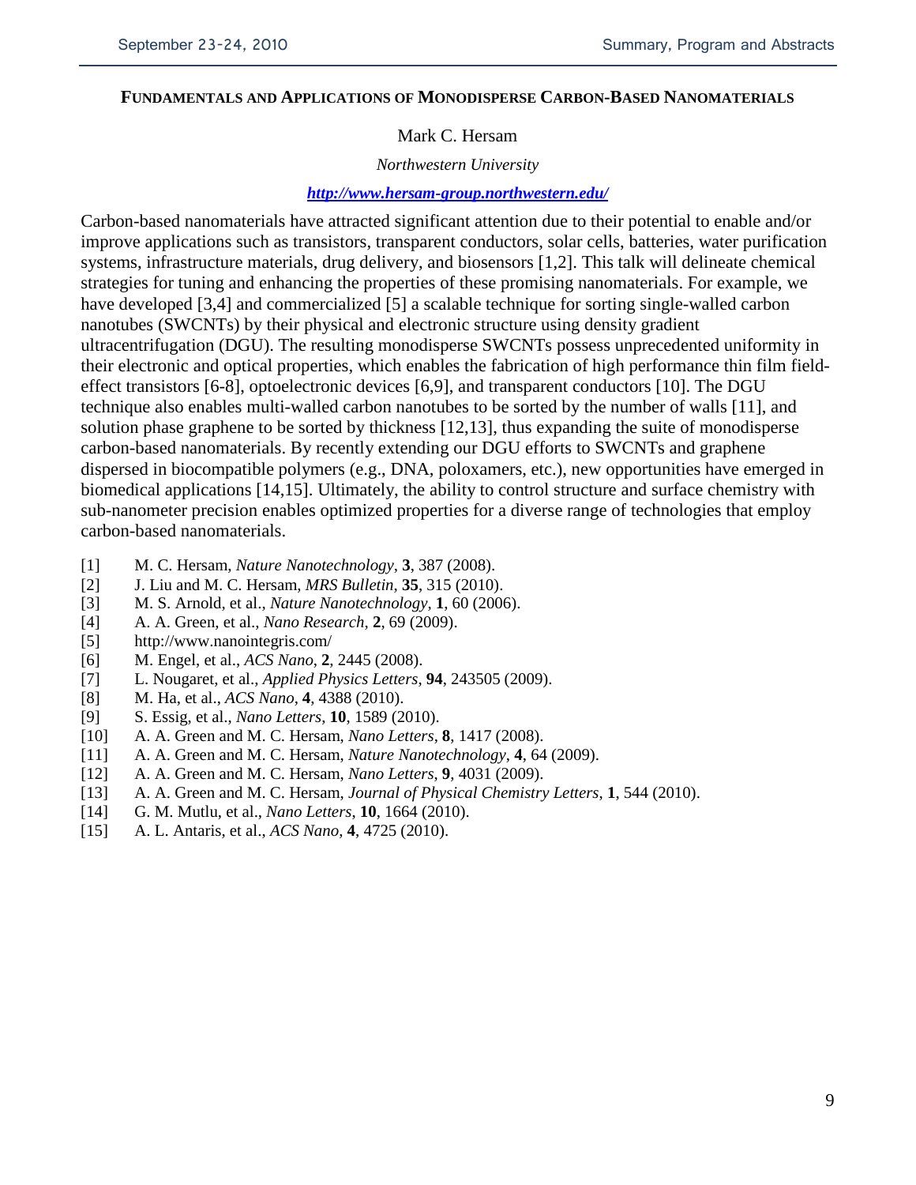## FUNDAMENTALS AND APPLICATIONS OF MONODISPERSE CARBON-BASED NANOMATERIALS

Mark C. Hersam

*Northwestern University*

***http://www.hersam-group.northwestern.edu/***

Carbon-based nanomaterials have attracted significant attention due to their potential to enable and/or improve applications such as transistors, transparent conductors, solar cells, batteries, water purification systems, infrastructure materials, drug delivery, and biosensors [1,2]. This talk will delineate chemical strategies for tuning and enhancing the properties of these promising nanomaterials. For example, we have developed [3,4] and commercialized [5] a scalable technique for sorting single-walled carbon nanotubes (SWCNTs) by their physical and electronic structure using density gradient ultracentrifugation (DGU). The resulting monodisperse SWCNTs possess unprecedented uniformity in their electronic and optical properties, which enables the fabrication of high performance thin film field-effect transistors [6-8], optoelectronic devices [6,9], and transparent conductors [10]. The DGU technique also enables multi-walled carbon nanotubes to be sorted by the number of walls [11], and solution phase graphene to be sorted by thickness [12,13], thus expanding the suite of monodisperse carbon-based nanomaterials. By recently extending our DGU efforts to SWCNTs and graphene dispersed in biocompatible polymers (e.g., DNA, poloxamers, etc.), new opportunities have emerged in biomedical applications [14,15]. Ultimately, the ability to control structure and surface chemistry with sub-nanometer precision enables optimized properties for a diverse range of technologies that employ carbon-based nanomaterials.

[1] M. C. Hersam, *Nature Nanotechnology*, **3**, 387 (2008).
[2] J. Liu and M. C. Hersam, *MRS Bulletin*, **35**, 315 (2010).
[3] M. S. Arnold, et al., *Nature Nanotechnology*, **1**, 60 (2006).
[4] A. A. Green, et al., *Nano Research*, **2**, 69 (2009).
[5] http://www.nanointegris.com/
[6] M. Engel, et al., *ACS Nano*, **2**, 2445 (2008).
[7] L. Nougaret, et al., *Applied Physics Letters*, **94**, 243505 (2009).
[8] M. Ha, et al., *ACS Nano*, **4**, 4388 (2010).
[9] S. Essig, et al., *Nano Letters*, **10**, 1589 (2010).
[10] A. A. Green and M. C. Hersam, *Nano Letters*, **8**, 1417 (2008).
[11] A. A. Green and M. C. Hersam, *Nature Nanotechnology*, **4**, 64 (2009).
[12] A. A. Green and M. C. Hersam, *Nano Letters*, **9**, 4031 (2009).
[13] A. A. Green and M. C. Hersam, *Journal of Physical Chemistry Letters*, **1**, 544 (2010).
[14] G. M. Mutlu, et al., *Nano Letters*, **10**, 1664 (2010).
[15] A. L. Antaris, et al., *ACS Nano*, **4**, 4725 (2010).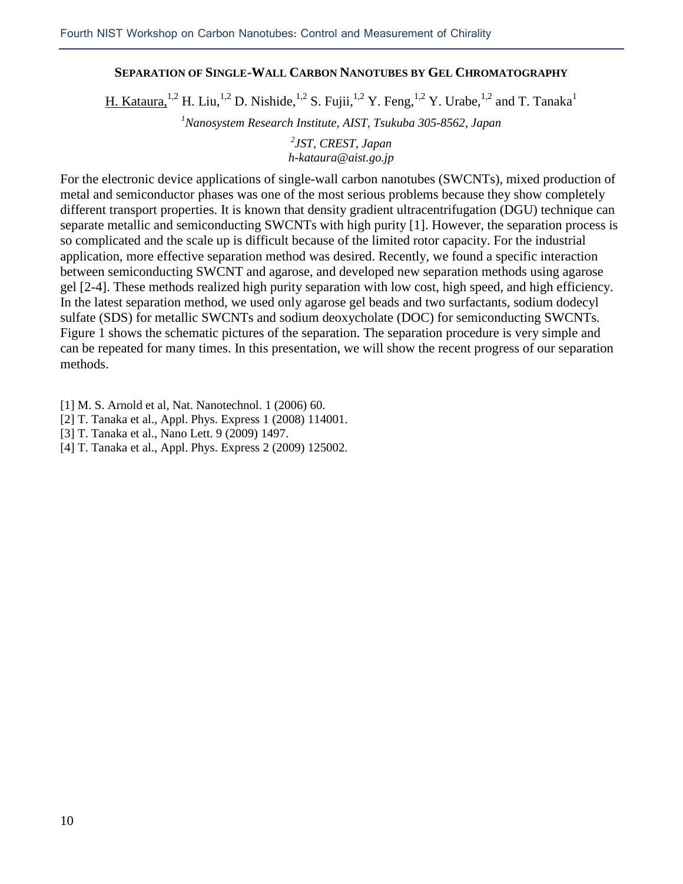## SEPARATION OF SINGLE-WALL CARBON NANOTUBES BY GEL CHROMATOGRAPHY

H. Kataura,[1,2] H. Liu,[1,2] D. Nishide,[1,2] S. Fujii,[1,2] Y. Feng,[1,2] Y. Urabe,[1,2] and T. Tanaka[1]

*[1]Nanosystem Research Institute, AIST, Tsukuba 305-8562, Japan*

*[2]JST, CREST, Japan*
*h-kataura@aist.go.jp*

For the electronic device applications of single-wall carbon nanotubes (SWCNTs), mixed production of metal and semiconductor phases was one of the most serious problems because they show completely different transport properties. It is known that density gradient ultracentrifugation (DGU) technique can separate metallic and semiconducting SWCNTs with high purity [1]. However, the separation process is so complicated and the scale up is difficult because of the limited rotor capacity. For the industrial application, more effective separation method was desired. Recently, we found a specific interaction between semiconducting SWCNT and agarose, and developed new separation methods using agarose gel [2-4]. These methods realized high purity separation with low cost, high speed, and high efficiency. In the latest separation method, we used only agarose gel beads and two surfactants, sodium dodecyl sulfate (SDS) for metallic SWCNTs and sodium deoxycholate (DOC) for semiconducting SWCNTs. Figure 1 shows the schematic pictures of the separation. The separation procedure is very simple and can be repeated for many times. In this presentation, we will show the recent progress of our separation methods.

[1] M. S. Arnold et al, Nat. Nanotechnol. 1 (2006) 60.
[2] T. Tanaka et al., Appl. Phys. Express 1 (2008) 114001.
[3] T. Tanaka et al., Nano Lett. 9 (2009) 1497.
[4] T. Tanaka et al., Appl. Phys. Express 2 (2009) 125002.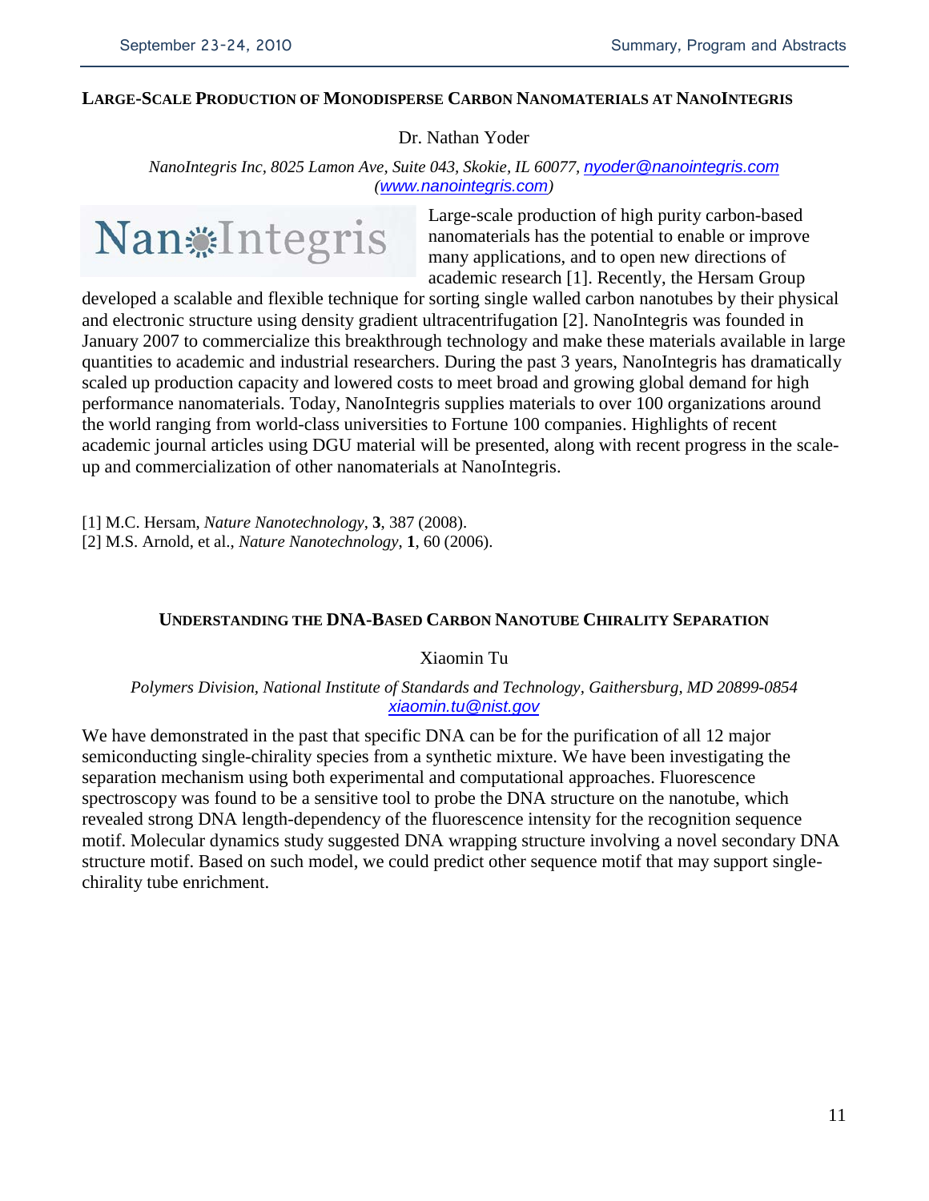## LARGE-SCALE PRODUCTION OF MONODISPERSE CARBON NANOMATERIALS AT NANOINTEGRIS

Dr. Nathan Yoder

*NanoIntegris Inc, 8025 Lamon Ave, Suite 043, Skokie, IL 60077, nyoder@nanointegris.com (www.nanointegris.com)*

NanoIntegris

Large-scale production of high purity carbon-based nanomaterials has the potential to enable or improve many applications, and to open new directions of academic research [1]. Recently, the Hersam Group developed a scalable and flexible technique for sorting single walled carbon nanotubes by their physical and electronic structure using density gradient ultracentrifugation [2]. NanoIntegris was founded in January 2007 to commercialize this breakthrough technology and make these materials available in large quantities to academic and industrial researchers. During the past 3 years, NanoIntegris has dramatically scaled up production capacity and lowered costs to meet broad and growing global demand for high performance nanomaterials. Today, NanoIntegris supplies materials to over 100 organizations around the world ranging from world-class universities to Fortune 100 companies. Highlights of recent academic journal articles using DGU material will be presented, along with recent progress in the scale-up and commercialization of other nanomaterials at NanoIntegris.

[1] M.C. Hersam, *Nature Nanotechnology*, **3**, 387 (2008).
[2] M.S. Arnold, et al., *Nature Nanotechnology*, **1**, 60 (2006).

## UNDERSTANDING THE DNA-BASED CARBON NANOTUBE CHIRALITY SEPARATION

Xiaomin Tu

*Polymers Division, National Institute of Standards and Technology, Gaithersburg, MD 20899-0854*
*xiaomin.tu@nist.gov*

We have demonstrated in the past that specific DNA can be for the purification of all 12 major semiconducting single-chirality species from a synthetic mixture. We have been investigating the separation mechanism using both experimental and computational approaches. Fluorescence spectroscopy was found to be a sensitive tool to probe the DNA structure on the nanotube, which revealed strong DNA length-dependency of the fluorescence intensity for the recognition sequence motif. Molecular dynamics study suggested DNA wrapping structure involving a novel secondary DNA structure motif. Based on such model, we could predict other sequence motif that may support single-chirality tube enrichment.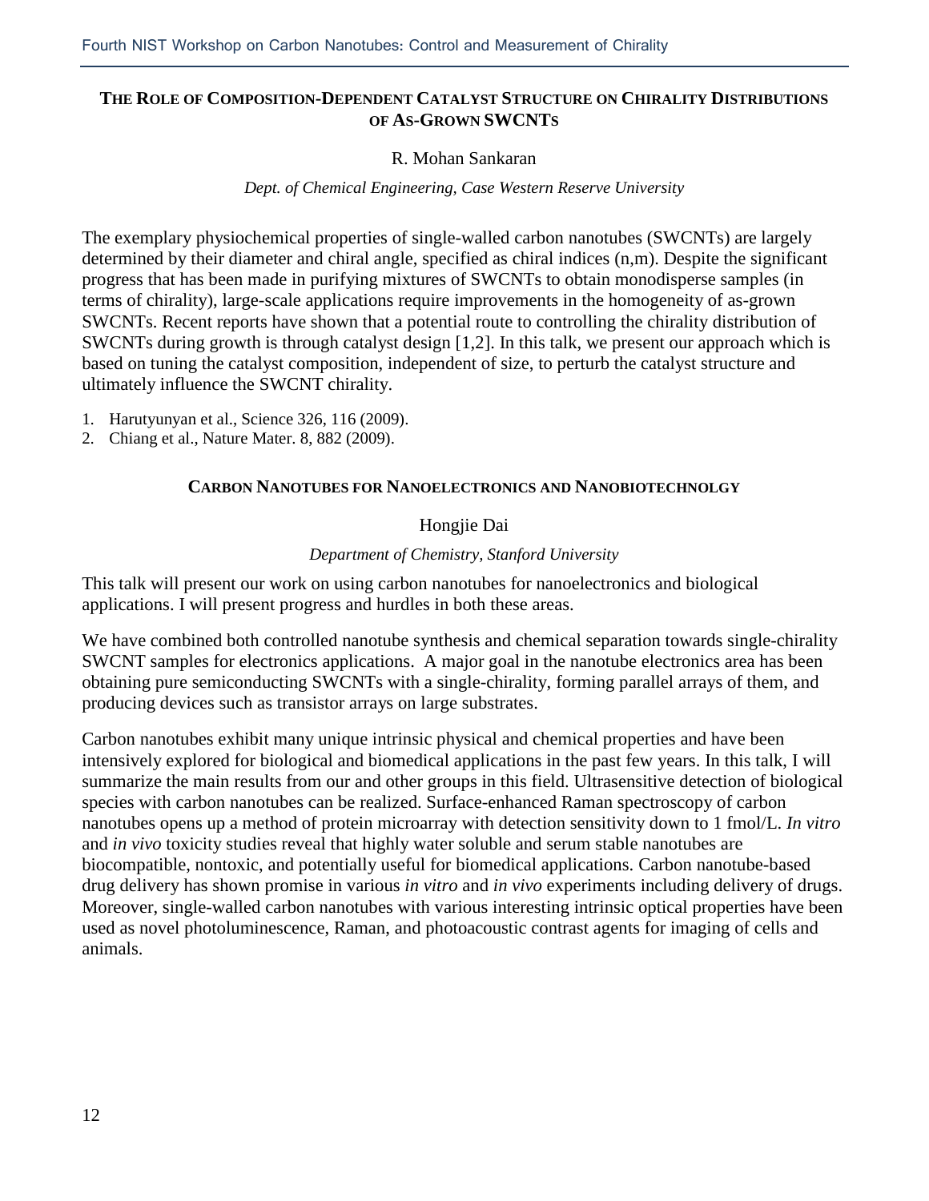## THE ROLE OF COMPOSITION-DEPENDENT CATALYST STRUCTURE ON CHIRALITY DISTRIBUTIONS OF AS-GROWN SWCNTS

R. Mohan Sankaran

*Dept. of Chemical Engineering, Case Western Reserve University*

The exemplary physiochemical properties of single-walled carbon nanotubes (SWCNTs) are largely determined by their diameter and chiral angle, specified as chiral indices (n,m). Despite the significant progress that has been made in purifying mixtures of SWCNTs to obtain monodisperse samples (in terms of chirality), large-scale applications require improvements in the homogeneity of as-grown SWCNTs. Recent reports have shown that a potential route to controlling the chirality distribution of SWCNTs during growth is through catalyst design [1,2]. In this talk, we present our approach which is based on tuning the catalyst composition, independent of size, to perturb the catalyst structure and ultimately influence the SWCNT chirality.

1. Harutyunyan et al., Science 326, 116 (2009).
2. Chiang et al., Nature Mater. 8, 882 (2009).

## CARBON NANOTUBES FOR NANOELECTRONICS AND NANOBIOTECHNOLGY

Hongjie Dai

*Department of Chemistry, Stanford University*

This talk will present our work on using carbon nanotubes for nanoelectronics and biological applications. I will present progress and hurdles in both these areas.

We have combined both controlled nanotube synthesis and chemical separation towards single-chirality SWCNT samples for electronics applications. A major goal in the nanotube electronics area has been obtaining pure semiconducting SWCNTs with a single-chirality, forming parallel arrays of them, and producing devices such as transistor arrays on large substrates.

Carbon nanotubes exhibit many unique intrinsic physical and chemical properties and have been intensively explored for biological and biomedical applications in the past few years. In this talk, I will summarize the main results from our and other groups in this field. Ultrasensitive detection of biological species with carbon nanotubes can be realized. Surface-enhanced Raman spectroscopy of carbon nanotubes opens up a method of protein microarray with detection sensitivity down to 1 fmol/L. *In vitro* and *in vivo* toxicity studies reveal that highly water soluble and serum stable nanotubes are biocompatible, nontoxic, and potentially useful for biomedical applications. Carbon nanotube-based drug delivery has shown promise in various *in vitro* and *in vivo* experiments including delivery of drugs. Moreover, single-walled carbon nanotubes with various interesting intrinsic optical properties have been used as novel photoluminescence, Raman, and photoacoustic contrast agents for imaging of cells and animals.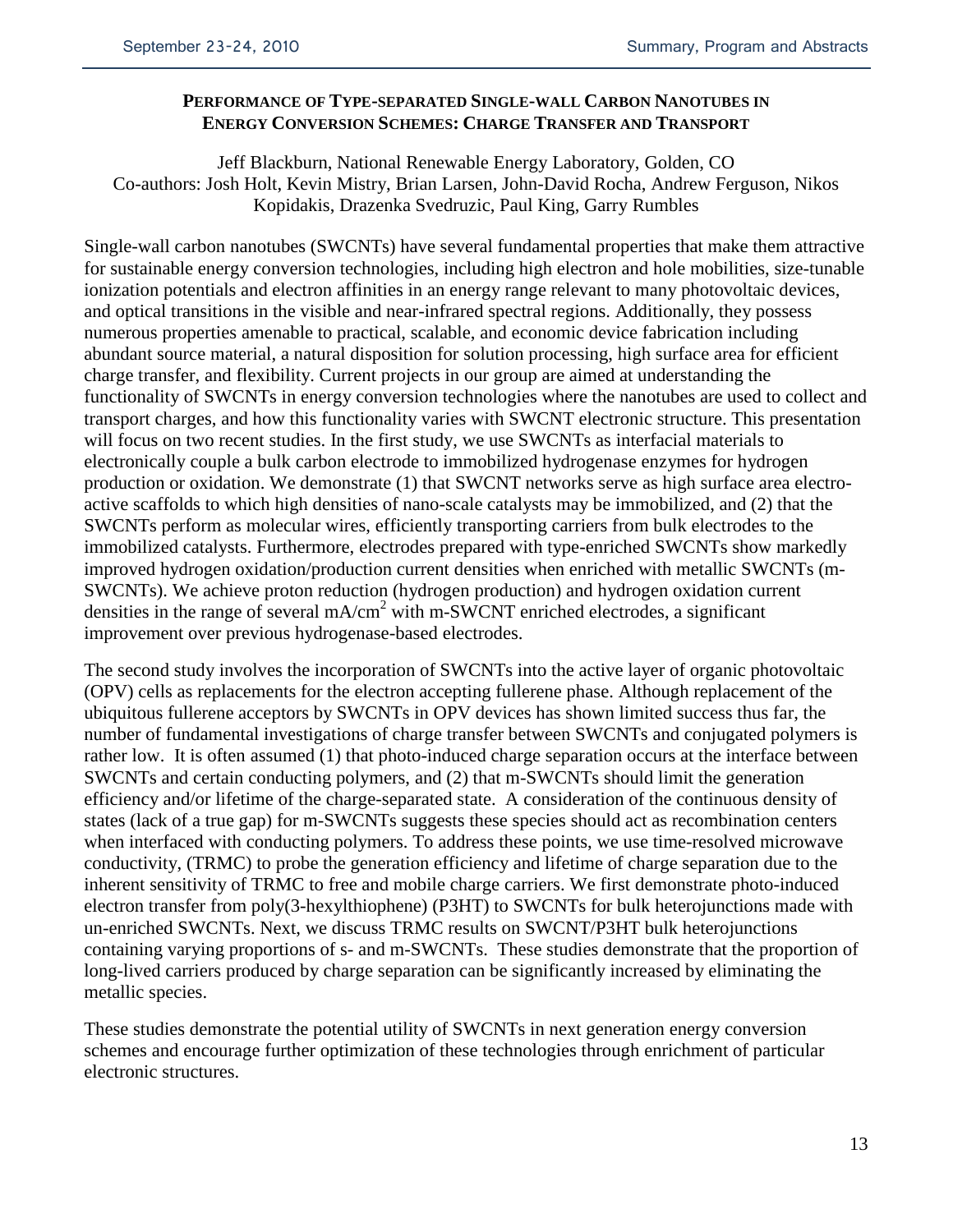## Performance of Type-separated Single-wall Carbon Nanotubes in Energy Conversion Schemes: Charge Transfer and Transport

Jeff Blackburn, National Renewable Energy Laboratory, Golden, CO
Co-authors: Josh Holt, Kevin Mistry, Brian Larsen, John-David Rocha, Andrew Ferguson, Nikos Kopidakis, Drazenka Svedruzic, Paul King, Garry Rumbles

Single-wall carbon nanotubes (SWCNTs) have several fundamental properties that make them attractive for sustainable energy conversion technologies, including high electron and hole mobilities, size-tunable ionization potentials and electron affinities in an energy range relevant to many photovoltaic devices, and optical transitions in the visible and near-infrared spectral regions. Additionally, they possess numerous properties amenable to practical, scalable, and economic device fabrication including abundant source material, a natural disposition for solution processing, high surface area for efficient charge transfer, and flexibility. Current projects in our group are aimed at understanding the functionality of SWCNTs in energy conversion technologies where the nanotubes are used to collect and transport charges, and how this functionality varies with SWCNT electronic structure. This presentation will focus on two recent studies. In the first study, we use SWCNTs as interfacial materials to electronically couple a bulk carbon electrode to immobilized hydrogenase enzymes for hydrogen production or oxidation. We demonstrate (1) that SWCNT networks serve as high surface area electro-active scaffolds to which high densities of nano-scale catalysts may be immobilized, and (2) that the SWCNTs perform as molecular wires, efficiently transporting carriers from bulk electrodes to the immobilized catalysts. Furthermore, electrodes prepared with type-enriched SWCNTs show markedly improved hydrogen oxidation/production current densities when enriched with metallic SWCNTs (m-SWCNTs). We achieve proton reduction (hydrogen production) and hydrogen oxidation current densities in the range of several $mA/cm^2$ with m-SWCNT enriched electrodes, a significant improvement over previous hydrogenase-based electrodes.

The second study involves the incorporation of SWCNTs into the active layer of organic photovoltaic (OPV) cells as replacements for the electron accepting fullerene phase. Although replacement of the ubiquitous fullerene acceptors by SWCNTs in OPV devices has shown limited success thus far, the number of fundamental investigations of charge transfer between SWCNTs and conjugated polymers is rather low. It is often assumed (1) that photo-induced charge separation occurs at the interface between SWCNTs and certain conducting polymers, and (2) that m-SWCNTs should limit the generation efficiency and/or lifetime of the charge-separated state. A consideration of the continuous density of states (lack of a true gap) for m-SWCNTs suggests these species should act as recombination centers when interfaced with conducting polymers. To address these points, we use time-resolved microwave conductivity, (TRMC) to probe the generation efficiency and lifetime of charge separation due to the inherent sensitivity of TRMC to free and mobile charge carriers. We first demonstrate photo-induced electron transfer from poly(3-hexylthiophene) (P3HT) to SWCNTs for bulk heterojunctions made with un-enriched SWCNTs. Next, we discuss TRMC results on SWCNT/P3HT bulk heterojunctions containing varying proportions of s- and m-SWCNTs. These studies demonstrate that the proportion of long-lived carriers produced by charge separation can be significantly increased by eliminating the metallic species.

These studies demonstrate the potential utility of SWCNTs in next generation energy conversion schemes and encourage further optimization of these technologies through enrichment of particular electronic structures.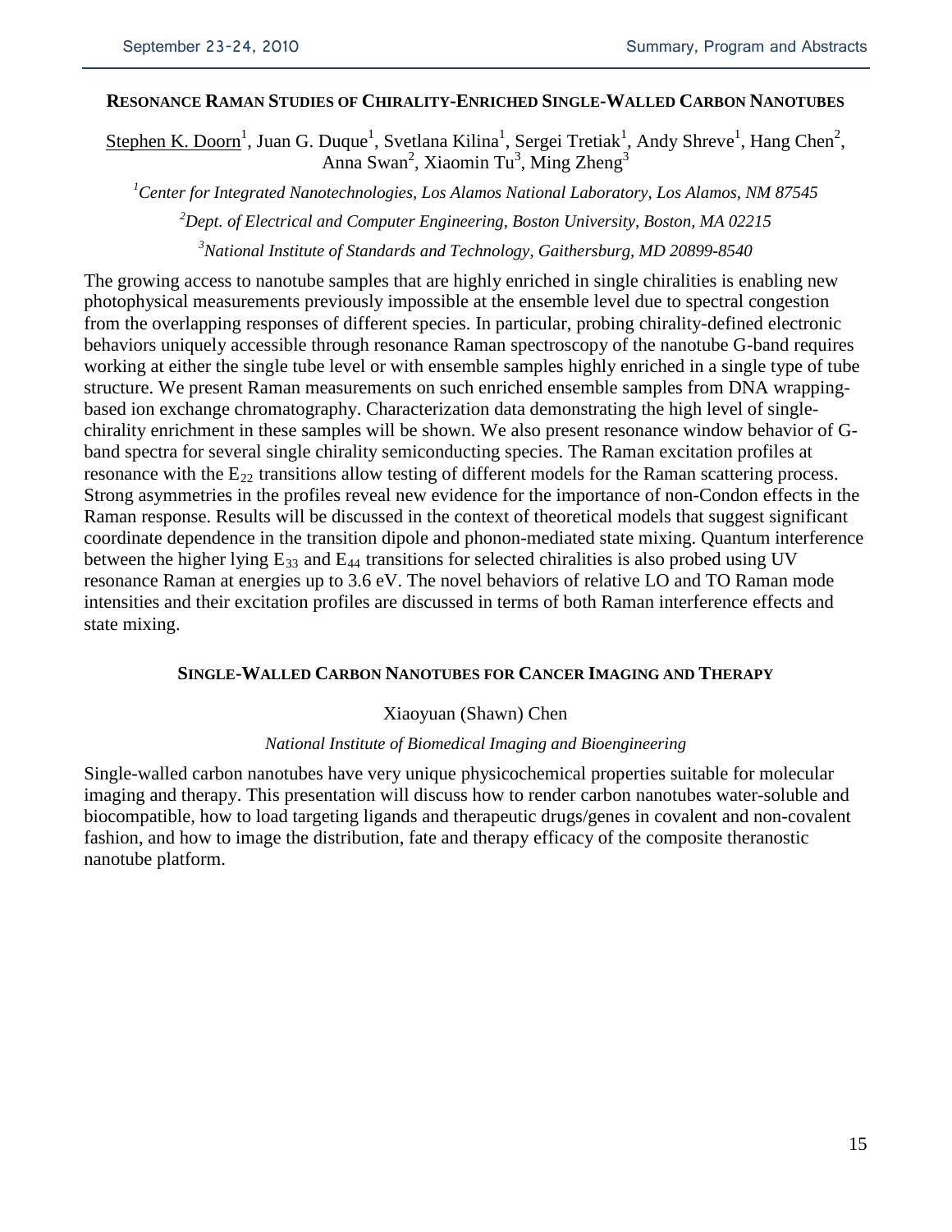### RESONANCE RAMAN STUDIES OF CHIRALITY-ENRICHED SINGLE-WALLED CARBON NANOTUBES

Stephen K. Doorn[1], Juan G. Duque[1], Svetlana Kilina[1], Sergei Tretiak[1], Andy Shreve[1], Hang Chen[2], Anna Swan[2], Xiaomin Tu[3], Ming Zheng[3]

*[1]Center for Integrated Nanotechnologies, Los Alamos National Laboratory, Los Alamos, NM 87545*

*[2]Dept. of Electrical and Computer Engineering, Boston University, Boston, MA 02215*

*[3]National Institute of Standards and Technology, Gaithersburg, MD 20899-8540*

The growing access to nanotube samples that are highly enriched in single chiralities is enabling new photophysical measurements previously impossible at the ensemble level due to spectral congestion from the overlapping responses of different species. In particular, probing chirality-defined electronic behaviors uniquely accessible through resonance Raman spectroscopy of the nanotube G-band requires working at either the single tube level or with ensemble samples highly enriched in a single type of tube structure. We present Raman measurements on such enriched ensemble samples from DNA wrapping-based ion exchange chromatography. Characterization data demonstrating the high level of single-chirality enrichment in these samples will be shown. We also present resonance window behavior of G-band spectra for several single chirality semiconducting species. The Raman excitation profiles at resonance with the $E_{22}$ transitions allow testing of different models for the Raman scattering process. Strong asymmetries in the profiles reveal new evidence for the importance of non-Condon effects in the Raman response. Results will be discussed in the context of theoretical models that suggest significant coordinate dependence in the transition dipole and phonon-mediated state mixing. Quantum interference between the higher lying $E_{33}$ and $E_{44}$ transitions for selected chiralities is also probed using UV resonance Raman at energies up to 3.6 eV. The novel behaviors of relative LO and TO Raman mode intensities and their excitation profiles are discussed in terms of both Raman interference effects and state mixing.

### SINGLE-WALLED CARBON NANOTUBES FOR CANCER IMAGING AND THERAPY

Xiaoyuan (Shawn) Chen

*National Institute of Biomedical Imaging and Bioengineering*

Single-walled carbon nanotubes have very unique physicochemical properties suitable for molecular imaging and therapy. This presentation will discuss how to render carbon nanotubes water-soluble and biocompatible, how to load targeting ligands and therapeutic drugs/genes in covalent and non-covalent fashion, and how to image the distribution, fate and therapy efficacy of the composite theranostic nanotube platform.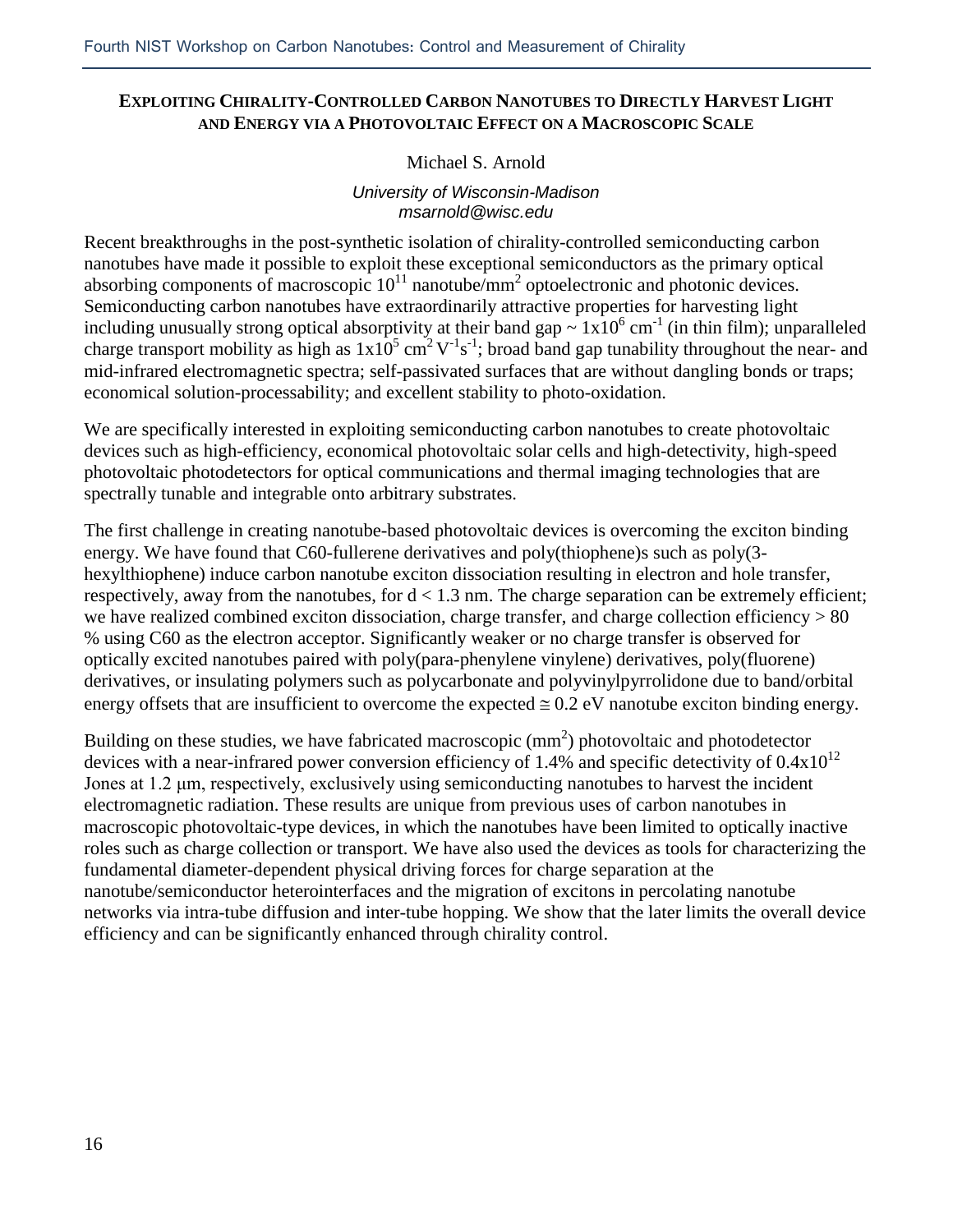## EXPLOITING CHIRALITY-CONTROLLED CARBON NANOTUBES TO DIRECTLY HARVEST LIGHT AND ENERGY VIA A PHOTOVOLTAIC EFFECT ON A MACROSCOPIC SCALE

Michael S. Arnold

*University of Wisconsin-Madison*
*msarnold@wisc.edu*

Recent breakthroughs in the post-synthetic isolation of chirality-controlled semiconducting carbon nanotubes have made it possible to exploit these exceptional semiconductors as the primary optical absorbing components of macroscopic $10^{11}$ nanotube/mm$^2$ optoelectronic and photonic devices. Semiconducting carbon nanotubes have extraordinarily attractive properties for harvesting light including unusually strong optical absorptivity at their band gap ~ $1\text{x}10^6$ cm$^{-1}$ (in thin film); unparalleled charge transport mobility as high as $1\text{x}10^5$ cm$^2$ V$^{-1}$s$^{-1}$; broad band gap tunability throughout the near- and mid-infrared electromagnetic spectra; self-passivated surfaces that are without dangling bonds or traps; economical solution-processability; and excellent stability to photo-oxidation.

We are specifically interested in exploiting semiconducting carbon nanotubes to create photovoltaic devices such as high-efficiency, economical photovoltaic solar cells and high-detectivity, high-speed photovoltaic photodetectors for optical communications and thermal imaging technologies that are spectrally tunable and integrable onto arbitrary substrates.

The first challenge in creating nanotube-based photovoltaic devices is overcoming the exciton binding energy. We have found that C60-fullerene derivatives and poly(thiophene)s such as poly(3-hexylthiophene) induce carbon nanotube exciton dissociation resulting in electron and hole transfer, respectively, away from the nanotubes, for $d < 1.3$ nm. The charge separation can be extremely efficient; we have realized combined exciton dissociation, charge transfer, and charge collection efficiency > 80 % using C60 as the electron acceptor. Significantly weaker or no charge transfer is observed for optically excited nanotubes paired with poly(para-phenylene vinylene) derivatives, poly(fluorene) derivatives, or insulating polymers such as polycarbonate and polyvinylpyrrolidone due to band/orbital energy offsets that are insufficient to overcome the expected ≅ 0.2 eV nanotube exciton binding energy.

Building on these studies, we have fabricated macroscopic (mm$^2$) photovoltaic and photodetector devices with a near-infrared power conversion efficiency of 1.4% and specific detectivity of $0.4\text{x}10^{12}$ Jones at 1.2 µm, respectively, exclusively using semiconducting nanotubes to harvest the incident electromagnetic radiation. These results are unique from previous uses of carbon nanotubes in macroscopic photovoltaic-type devices, in which the nanotubes have been limited to optically inactive roles such as charge collection or transport. We have also used the devices as tools for characterizing the fundamental diameter-dependent physical driving forces for charge separation at the nanotube/semiconductor heterointerfaces and the migration of excitons in percolating nanotube networks via intra-tube diffusion and inter-tube hopping. We show that the later limits the overall device efficiency and can be significantly enhanced through chirality control.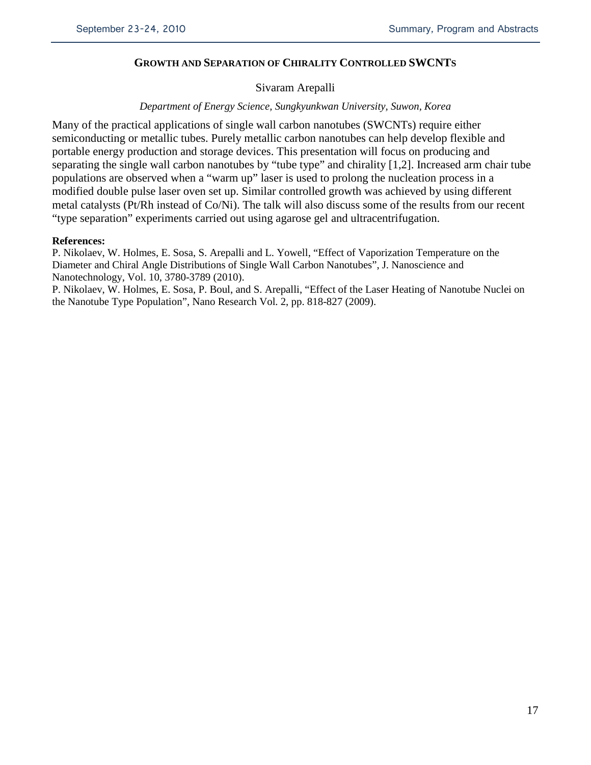## GROWTH AND SEPARATION OF CHIRALITY CONTROLLED SWCNTS

Sivaram Arepalli

*Department of Energy Science, Sungkyunkwan University, Suwon, Korea*

Many of the practical applications of single wall carbon nanotubes (SWCNTs) require either semiconducting or metallic tubes. Purely metallic carbon nanotubes can help develop flexible and portable energy production and storage devices. This presentation will focus on producing and separating the single wall carbon nanotubes by "tube type" and chirality [1,2]. Increased arm chair tube populations are observed when a "warm up" laser is used to prolong the nucleation process in a modified double pulse laser oven set up. Similar controlled growth was achieved by using different metal catalysts (Pt/Rh instead of Co/Ni). The talk will also discuss some of the results from our recent "type separation" experiments carried out using agarose gel and ultracentrifugation.

**References:**

P. Nikolaev, W. Holmes, E. Sosa, S. Arepalli and L. Yowell, "Effect of Vaporization Temperature on the Diameter and Chiral Angle Distributions of Single Wall Carbon Nanotubes", J. Nanoscience and Nanotechnology, Vol. 10, 3780-3789 (2010).

P. Nikolaev, W. Holmes, E. Sosa, P. Boul, and S. Arepalli, "Effect of the Laser Heating of Nanotube Nuclei on the Nanotube Type Population", Nano Research Vol. 2, pp. 818-827 (2009).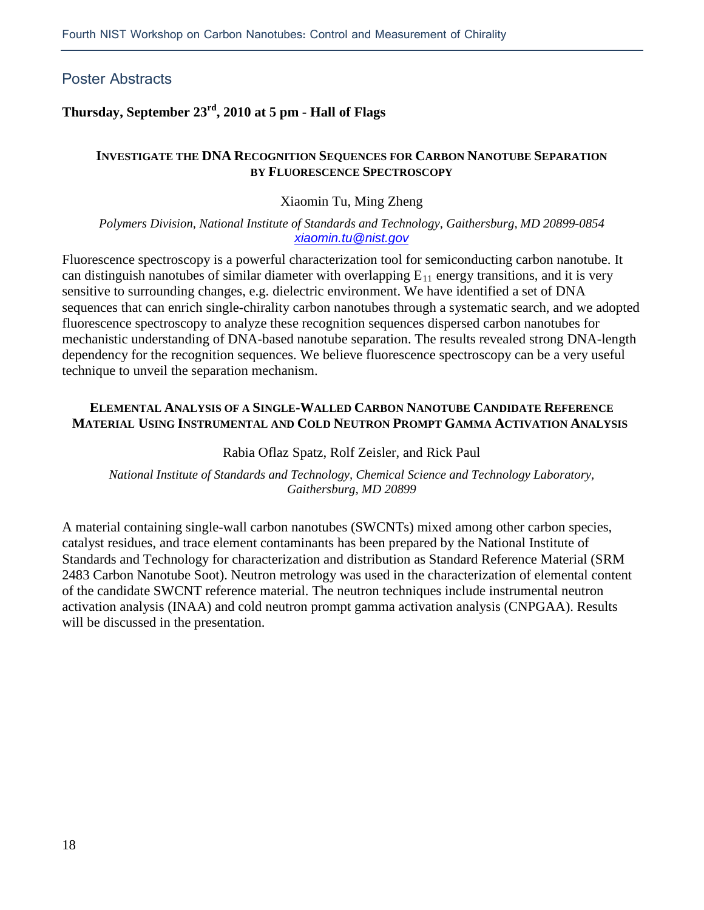## Poster Abstracts

**Thursday, September 23rd, 2010 at 5 pm - Hall of Flags**

### INVESTIGATE THE DNA RECOGNITION SEQUENCES FOR CARBON NANOTUBE SEPARATION BY FLUORESCENCE SPECTROSCOPY

Xiaomin Tu, Ming Zheng

*Polymers Division, National Institute of Standards and Technology, Gaithersburg, MD 20899-0854*
*xiaomin.tu@nist.gov*

Fluorescence spectroscopy is a powerful characterization tool for semiconducting carbon nanotube. It can distinguish nanotubes of similar diameter with overlapping $E_{11}$ energy transitions, and it is very sensitive to surrounding changes, e.g. dielectric environment. We have identified a set of DNA sequences that can enrich single-chirality carbon nanotubes through a systematic search, and we adopted fluorescence spectroscopy to analyze these recognition sequences dispersed carbon nanotubes for mechanistic understanding of DNA-based nanotube separation. The results revealed strong DNA-length dependency for the recognition sequences. We believe fluorescence spectroscopy can be a very useful technique to unveil the separation mechanism.

### ELEMENTAL ANALYSIS OF A SINGLE-WALLED CARBON NANOTUBE CANDIDATE REFERENCE MATERIAL USING INSTRUMENTAL AND COLD NEUTRON PROMPT GAMMA ACTIVATION ANALYSIS

Rabia Oflaz Spatz, Rolf Zeisler, and Rick Paul

*National Institute of Standards and Technology, Chemical Science and Technology Laboratory, Gaithersburg, MD 20899*

A material containing single-wall carbon nanotubes (SWCNTs) mixed among other carbon species, catalyst residues, and trace element contaminants has been prepared by the National Institute of Standards and Technology for characterization and distribution as Standard Reference Material (SRM 2483 Carbon Nanotube Soot). Neutron metrology was used in the characterization of elemental content of the candidate SWCNT reference material. The neutron techniques include instrumental neutron activation analysis (INAA) and cold neutron prompt gamma activation analysis (CNPGAA). Results will be discussed in the presentation.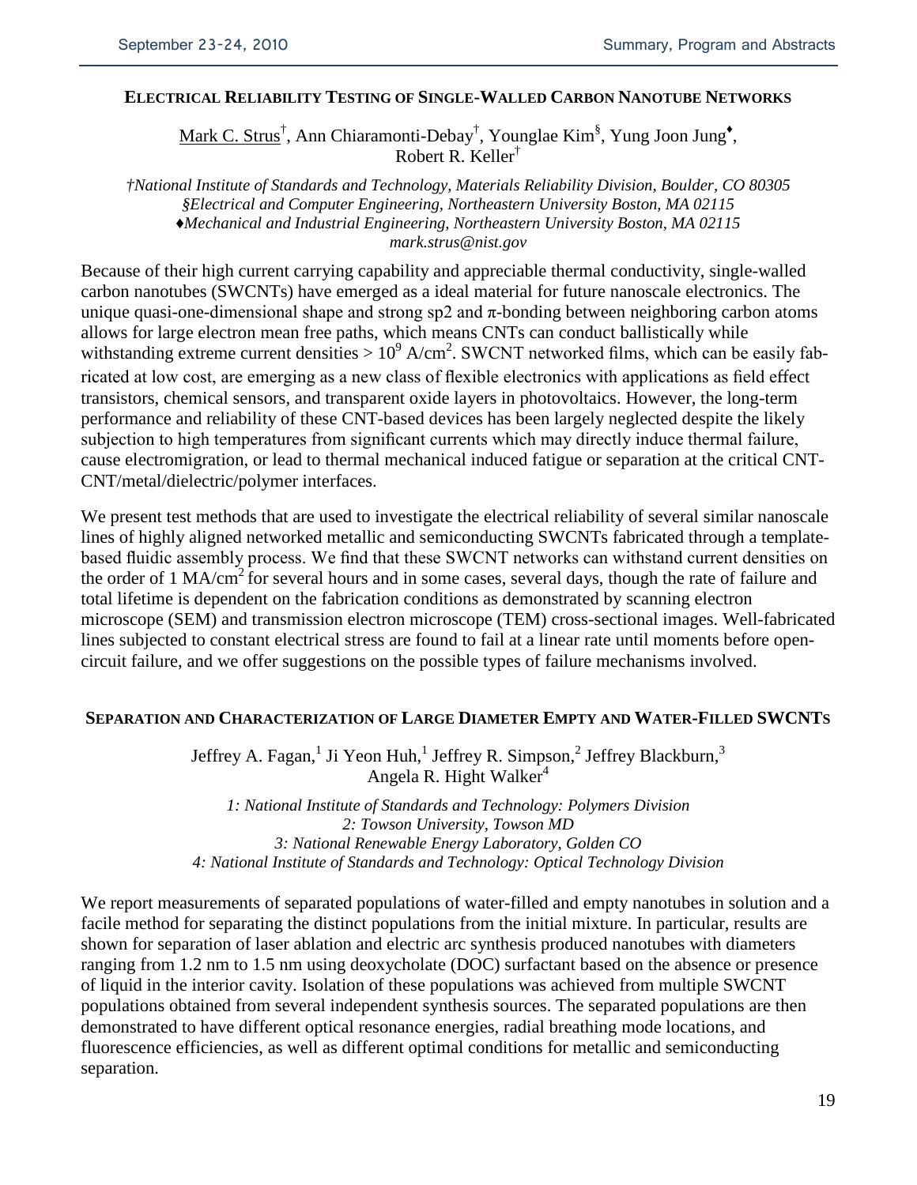## ELECTRICAL RELIABILITY TESTING OF SINGLE-WALLED CARBON NANOTUBE NETWORKS

Mark C. Strus[†], Ann Chiaramonti-Debay[†], Younglae Kim[§], Yung Joon Jung[♦], Robert R. Keller[†]

*†National Institute of Standards and Technology, Materials Reliability Division, Boulder, CO 80305*
*§Electrical and Computer Engineering, Northeastern University Boston, MA 02115*
*♦Mechanical and Industrial Engineering, Northeastern University Boston, MA 02115*
*mark.strus@nist.gov*

Because of their high current carrying capability and appreciable thermal conductivity, single-walled carbon nanotubes (SWCNTs) have emerged as a ideal material for future nanoscale electronics. The unique quasi-one-dimensional shape and strong sp2 and π-bonding between neighboring carbon atoms allows for large electron mean free paths, which means CNTs can conduct ballistically while withstanding extreme current densities > $10^9$ A/cm$^2$. SWCNT networked films, which can be easily fabricated at low cost, are emerging as a new class of flexible electronics with applications as field effect transistors, chemical sensors, and transparent oxide layers in photovoltaics. However, the long-term performance and reliability of these CNT-based devices has been largely neglected despite the likely subjection to high temperatures from significant currents which may directly induce thermal failure, cause electromigration, or lead to thermal mechanical induced fatigue or separation at the critical CNT-CNT/metal/dielectric/polymer interfaces.

We present test methods that are used to investigate the electrical reliability of several similar nanoscale lines of highly aligned networked metallic and semiconducting SWCNTs fabricated through a template-based fluidic assembly process. We find that these SWCNT networks can withstand current densities on the order of 1 MA/cm$^2$ for several hours and in some cases, several days, though the rate of failure and total lifetime is dependent on the fabrication conditions as demonstrated by scanning electron microscope (SEM) and transmission electron microscope (TEM) cross-sectional images. Well-fabricated lines subjected to constant electrical stress are found to fail at a linear rate until moments before open-circuit failure, and we offer suggestions on the possible types of failure mechanisms involved.

## SEPARATION AND CHARACTERIZATION OF LARGE DIAMETER EMPTY AND WATER-FILLED SWCNTS

Jeffrey A. Fagan,[1] Ji Yeon Huh,[1] Jeffrey R. Simpson,[2] Jeffrey Blackburn,[3] Angela R. Hight Walker[4]

*1: National Institute of Standards and Technology: Polymers Division*
*2: Towson University, Towson MD*
*3: National Renewable Energy Laboratory, Golden CO*
*4: National Institute of Standards and Technology: Optical Technology Division*

We report measurements of separated populations of water-filled and empty nanotubes in solution and a facile method for separating the distinct populations from the initial mixture. In particular, results are shown for separation of laser ablation and electric arc synthesis produced nanotubes with diameters ranging from 1.2 nm to 1.5 nm using deoxycholate (DOC) surfactant based on the absence or presence of liquid in the interior cavity. Isolation of these populations was achieved from multiple SWCNT populations obtained from several independent synthesis sources. The separated populations are then demonstrated to have different optical resonance energies, radial breathing mode locations, and fluorescence efficiencies, as well as different optimal conditions for metallic and semiconducting separation.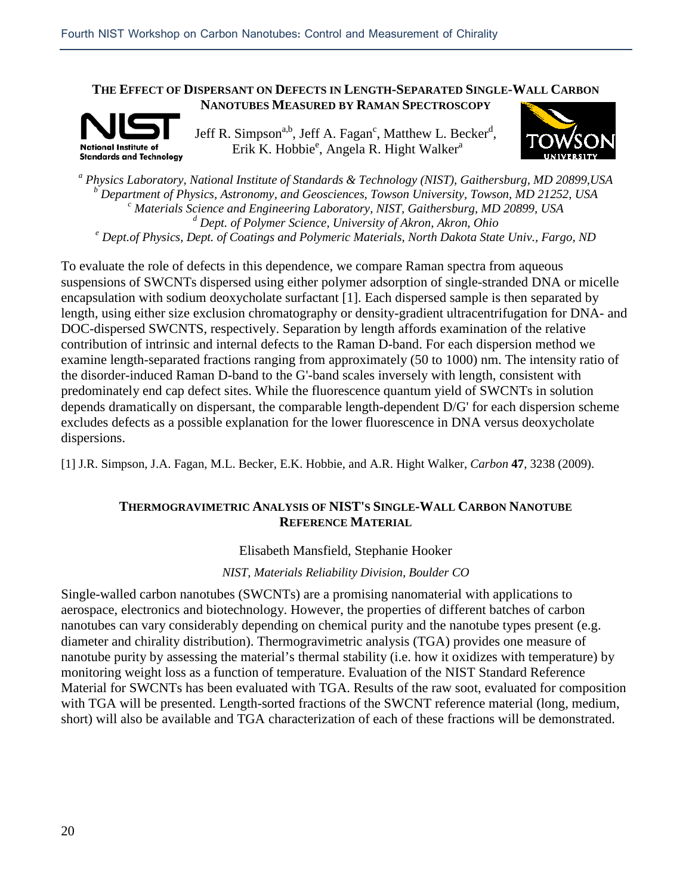## The Effect of Dispersant on Defects in Length-Separated Single-Wall Carbon Nanotubes Measured by Raman Spectroscopy

Jeff R. Simpson[a,b], Jeff A. Fagan[c], Matthew L. Becker[d], Erik K. Hobbie[e], Angela R. Hight Walker[a]

[a] *Physics Laboratory, National Institute of Standards & Technology (NIST), Gaithersburg, MD 20899,USA*
[b] *Department of Physics, Astronomy, and Geosciences, Towson University, Towson, MD 21252, USA*
[c] *Materials Science and Engineering Laboratory, NIST, Gaithersburg, MD 20899, USA*
[d] *Dept. of Polymer Science, University of Akron, Akron, Ohio*
[e] *Dept.of Physics, Dept. of Coatings and Polymeric Materials, North Dakota State Univ., Fargo, ND*

To evaluate the role of defects in this dependence, we compare Raman spectra from aqueous suspensions of SWCNTs dispersed using either polymer adsorption of single-stranded DNA or micelle encapsulation with sodium deoxycholate surfactant [1]. Each dispersed sample is then separated by length, using either size exclusion chromatography or density-gradient ultracentrifugation for DNA- and DOC-dispersed SWCNTS, respectively. Separation by length affords examination of the relative contribution of intrinsic and internal defects to the Raman D-band. For each dispersion method we examine length-separated fractions ranging from approximately (50 to 1000) nm. The intensity ratio of the disorder-induced Raman D-band to the G'-band scales inversely with length, consistent with predominately end cap defect sites. While the fluorescence quantum yield of SWCNTs in solution depends dramatically on dispersant, the comparable length-dependent D/G' for each dispersion scheme excludes defects as a possible explanation for the lower fluorescence in DNA versus deoxycholate dispersions.

[1] J.R. Simpson, J.A. Fagan, M.L. Becker, E.K. Hobbie, and A.R. Hight Walker, *Carbon* **47**, 3238 (2009).

## Thermogravimetric Analysis of NIST's Single-Wall Carbon Nanotube Reference Material

Elisabeth Mansfield, Stephanie Hooker

*NIST, Materials Reliability Division, Boulder CO*

Single-walled carbon nanotubes (SWCNTs) are a promising nanomaterial with applications to aerospace, electronics and biotechnology. However, the properties of different batches of carbon nanotubes can vary considerably depending on chemical purity and the nanotube types present (e.g. diameter and chirality distribution). Thermogravimetric analysis (TGA) provides one measure of nanotube purity by assessing the material's thermal stability (i.e. how it oxidizes with temperature) by monitoring weight loss as a function of temperature. Evaluation of the NIST Standard Reference Material for SWCNTs has been evaluated with TGA. Results of the raw soot, evaluated for composition with TGA will be presented. Length-sorted fractions of the SWCNT reference material (long, medium, short) will also be available and TGA characterization of each of these fractions will be demonstrated.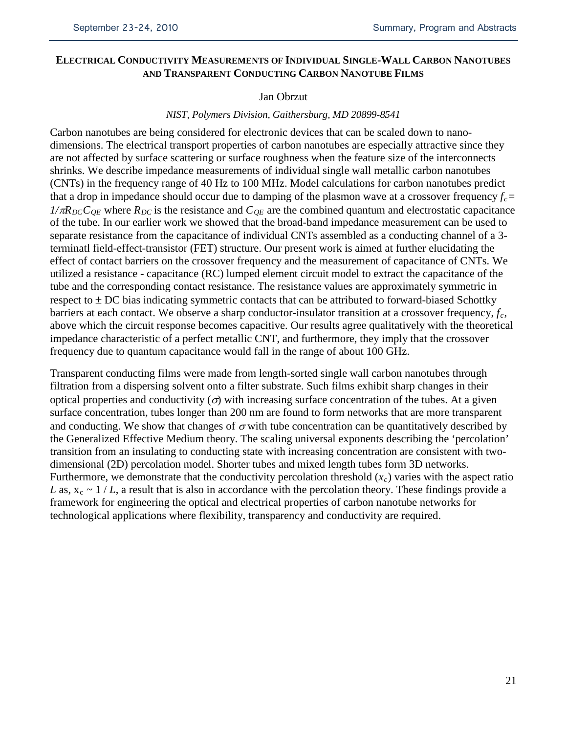## Electrical Conductivity Measurements of Individual Single-Wall Carbon Nanotubes and Transparent Conducting Carbon Nanotube Films

Jan Obrzut

*NIST, Polymers Division, Gaithersburg, MD 20899-8541*

Carbon nanotubes are being considered for electronic devices that can be scaled down to nano-dimensions. The electrical transport properties of carbon nanotubes are especially attractive since they are not affected by surface scattering or surface roughness when the feature size of the interconnects shrinks. We describe impedance measurements of individual single wall metallic carbon nanotubes (CNTs) in the frequency range of 40 Hz to 100 MHz. Model calculations for carbon nanotubes predict that a drop in impedance should occur due to damping of the plasmon wave at a crossover frequency $f_c = 1/\pi R_{DC} C_{QE}$ where $R_{DC}$ is the resistance and $C_{QE}$ are the combined quantum and electrostatic capacitance of the tube. In our earlier work we showed that the broad-band impedance measurement can be used to separate resistance from the capacitance of individual CNTs assembled as a conducting channel of a 3-terminatl field-effect-transistor (FET) structure. Our present work is aimed at further elucidating the effect of contact barriers on the crossover frequency and the measurement of capacitance of CNTs. We utilized a resistance - capacitance (RC) lumped element circuit model to extract the capacitance of the tube and the corresponding contact resistance. The resistance values are approximately symmetric in respect to $\pm$ DC bias indicating symmetric contacts that can be attributed to forward-biased Schottky barriers at each contact. We observe a sharp conductor-insulator transition at a crossover frequency, $f_c$, above which the circuit response becomes capacitive. Our results agree qualitatively with the theoretical impedance characteristic of a perfect metallic CNT, and furthermore, they imply that the crossover frequency due to quantum capacitance would fall in the range of about 100 GHz.

Transparent conducting films were made from length-sorted single wall carbon nanotubes through filtration from a dispersing solvent onto a filter substrate. Such films exhibit sharp changes in their optical properties and conductivity ($\sigma$) with increasing surface concentration of the tubes. At a given surface concentration, tubes longer than 200 nm are found to form networks that are more transparent and conducting. We show that changes of $\sigma$ with tube concentration can be quantitatively described by the Generalized Effective Medium theory. The scaling universal exponents describing the 'percolation' transition from an insulating to conducting state with increasing concentration are consistent with two-dimensional (2D) percolation model. Shorter tubes and mixed length tubes form 3D networks. Furthermore, we demonstrate that the conductivity percolation threshold ($x_c$) varies with the aspect ratio $L$ as, $x_c \sim 1 / L$, a result that is also in accordance with the percolation theory. These findings provide a framework for engineering the optical and electrical properties of carbon nanotube networks for technological applications where flexibility, transparency and conductivity are required.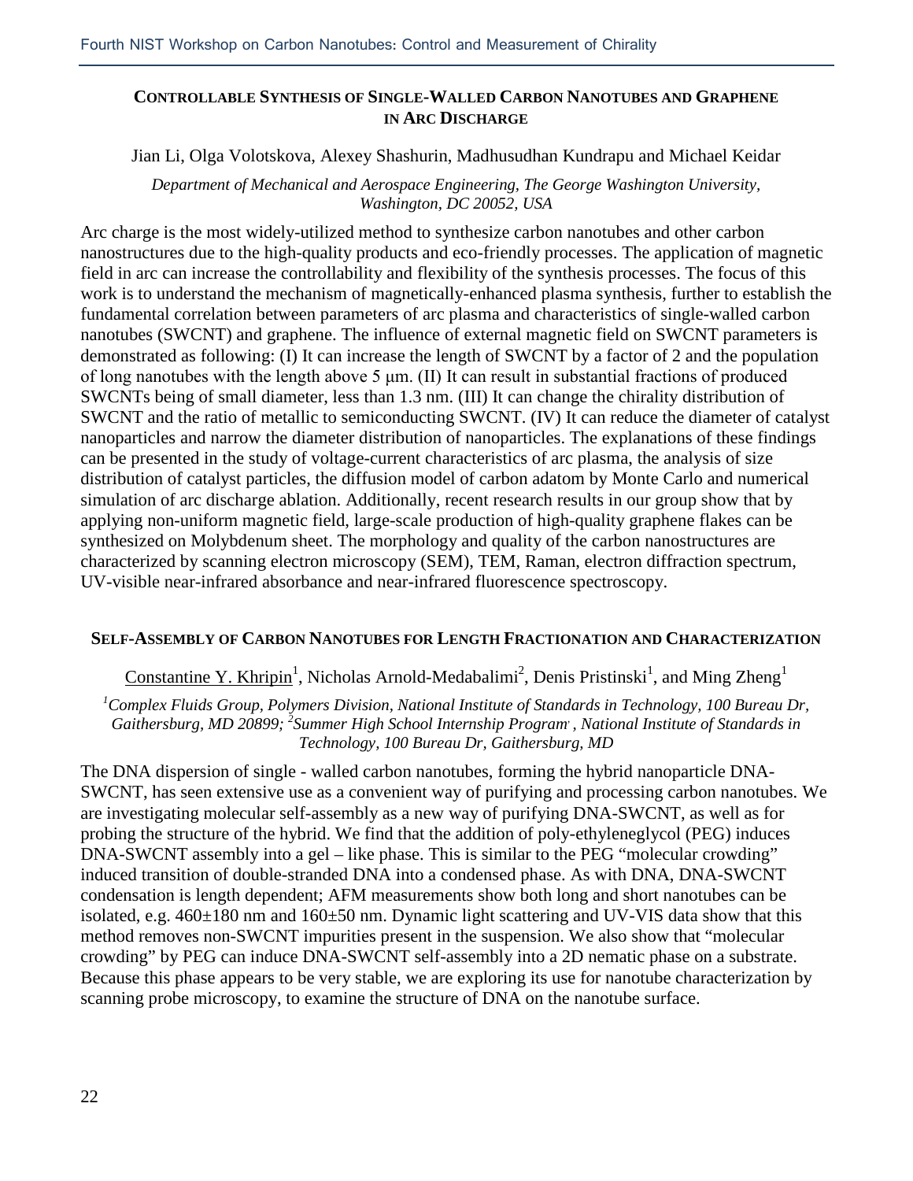## Controllable Synthesis of Single-Walled Carbon Nanotubes and Graphene in Arc Discharge

Jian Li, Olga Volotskova, Alexey Shashurin, Madhusudhan Kundrapu and Michael Keidar

*Department of Mechanical and Aerospace Engineering, The George Washington University, Washington, DC 20052, USA*

Arc charge is the most widely-utilized method to synthesize carbon nanotubes and other carbon nanostructures due to the high-quality products and eco-friendly processes. The application of magnetic field in arc can increase the controllability and flexibility of the synthesis processes. The focus of this work is to understand the mechanism of magnetically-enhanced plasma synthesis, further to establish the fundamental correlation between parameters of arc plasma and characteristics of single-walled carbon nanotubes (SWCNT) and graphene. The influence of external magnetic field on SWCNT parameters is demonstrated as following: (I) It can increase the length of SWCNT by a factor of 2 and the population of long nanotubes with the length above 5 μm. (II) It can result in substantial fractions of produced SWCNTs being of small diameter, less than 1.3 nm. (III) It can change the chirality distribution of SWCNT and the ratio of metallic to semiconducting SWCNT. (IV) It can reduce the diameter of catalyst nanoparticles and narrow the diameter distribution of nanoparticles. The explanations of these findings can be presented in the study of voltage-current characteristics of arc plasma, the analysis of size distribution of catalyst particles, the diffusion model of carbon adatom by Monte Carlo and numerical simulation of arc discharge ablation. Additionally, recent research results in our group show that by applying non-uniform magnetic field, large-scale production of high-quality graphene flakes can be synthesized on Molybdenum sheet. The morphology and quality of the carbon nanostructures are characterized by scanning electron microscopy (SEM), TEM, Raman, electron diffraction spectrum, UV-visible near-infrared absorbance and near-infrared fluorescence spectroscopy.

## Self-Assembly of Carbon Nanotubes for Length Fractionation and Characterization

Constantine Y. Khripin[1], Nicholas Arnold-Medabalimi[2], Denis Pristinski[1], and Ming Zheng[1]

*[1]Complex Fluids Group, Polymers Division, National Institute of Standards in Technology, 100 Bureau Dr, Gaithersburg, MD 20899; [2]Summer High School Internship Program, National Institute of Standards in Technology, 100 Bureau Dr, Gaithersburg, MD*

The DNA dispersion of single - walled carbon nanotubes, forming the hybrid nanoparticle DNA-SWCNT, has seen extensive use as a convenient way of purifying and processing carbon nanotubes. We are investigating molecular self-assembly as a new way of purifying DNA-SWCNT, as well as for probing the structure of the hybrid. We find that the addition of poly-ethyleneglycol (PEG) induces DNA-SWCNT assembly into a gel – like phase. This is similar to the PEG "molecular crowding" induced transition of double-stranded DNA into a condensed phase. As with DNA, DNA-SWCNT condensation is length dependent; AFM measurements show both long and short nanotubes can be isolated, e.g. 460±180 nm and 160±50 nm. Dynamic light scattering and UV-VIS data show that this method removes non-SWCNT impurities present in the suspension. We also show that "molecular crowding" by PEG can induce DNA-SWCNT self-assembly into a 2D nematic phase on a substrate. Because this phase appears to be very stable, we are exploring its use for nanotube characterization by scanning probe microscopy, to examine the structure of DNA on the nanotube surface.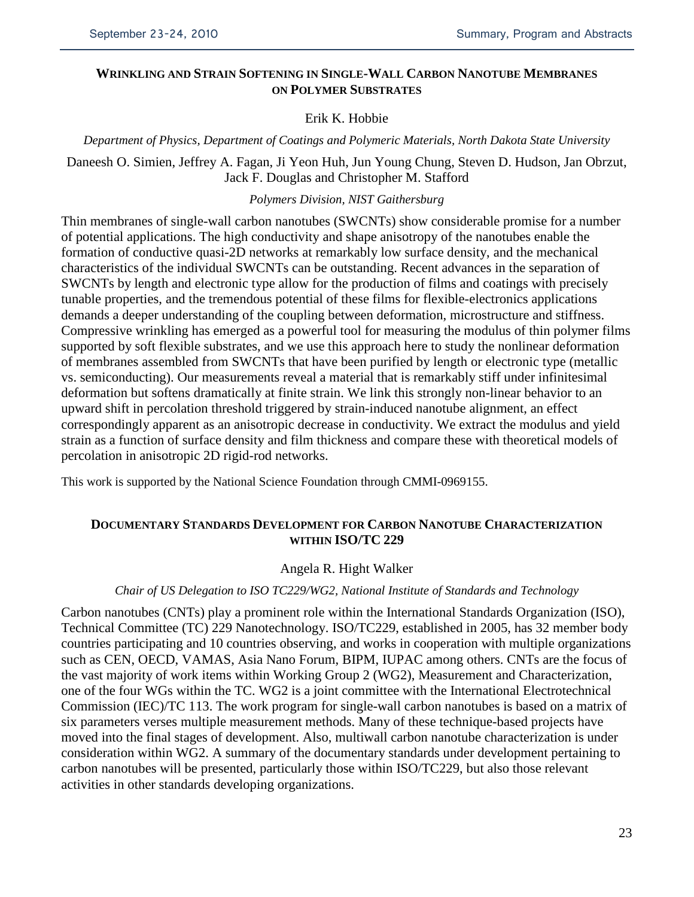## Wrinkling and Strain Softening in Single-Wall Carbon Nanotube Membranes on Polymer Substrates

Erik K. Hobbie

*Department of Physics, Department of Coatings and Polymeric Materials, North Dakota State University*

Daneesh O. Simien, Jeffrey A. Fagan, Ji Yeon Huh, Jun Young Chung, Steven D. Hudson, Jan Obrzut, Jack F. Douglas and Christopher M. Stafford

*Polymers Division, NIST Gaithersburg*

Thin membranes of single-wall carbon nanotubes (SWCNTs) show considerable promise for a number of potential applications. The high conductivity and shape anisotropy of the nanotubes enable the formation of conductive quasi-2D networks at remarkably low surface density, and the mechanical characteristics of the individual SWCNTs can be outstanding. Recent advances in the separation of SWCNTs by length and electronic type allow for the production of films and coatings with precisely tunable properties, and the tremendous potential of these films for flexible-electronics applications demands a deeper understanding of the coupling between deformation, microstructure and stiffness. Compressive wrinkling has emerged as a powerful tool for measuring the modulus of thin polymer films supported by soft flexible substrates, and we use this approach here to study the nonlinear deformation of membranes assembled from SWCNTs that have been purified by length or electronic type (metallic vs. semiconducting). Our measurements reveal a material that is remarkably stiff under infinitesimal deformation but softens dramatically at finite strain. We link this strongly non-linear behavior to an upward shift in percolation threshold triggered by strain-induced nanotube alignment, an effect correspondingly apparent as an anisotropic decrease in conductivity. We extract the modulus and yield strain as a function of surface density and film thickness and compare these with theoretical models of percolation in anisotropic 2D rigid-rod networks.

This work is supported by the National Science Foundation through CMMI-0969155.

## Documentary Standards Development for Carbon Nanotube Characterization within ISO/TC 229

Angela R. Hight Walker

*Chair of US Delegation to ISO TC229/WG2, National Institute of Standards and Technology*

Carbon nanotubes (CNTs) play a prominent role within the International Standards Organization (ISO), Technical Committee (TC) 229 Nanotechnology. ISO/TC229, established in 2005, has 32 member body countries participating and 10 countries observing, and works in cooperation with multiple organizations such as CEN, OECD, VAMAS, Asia Nano Forum, BIPM, IUPAC among others. CNTs are the focus of the vast majority of work items within Working Group 2 (WG2), Measurement and Characterization, one of the four WGs within the TC. WG2 is a joint committee with the International Electrotechnical Commission (IEC)/TC 113. The work program for single-wall carbon nanotubes is based on a matrix of six parameters verses multiple measurement methods. Many of these technique-based projects have moved into the final stages of development. Also, multiwall carbon nanotube characterization is under consideration within WG2. A summary of the documentary standards under development pertaining to carbon nanotubes will be presented, particularly those within ISO/TC229, but also those relevant activities in other standards developing organizations.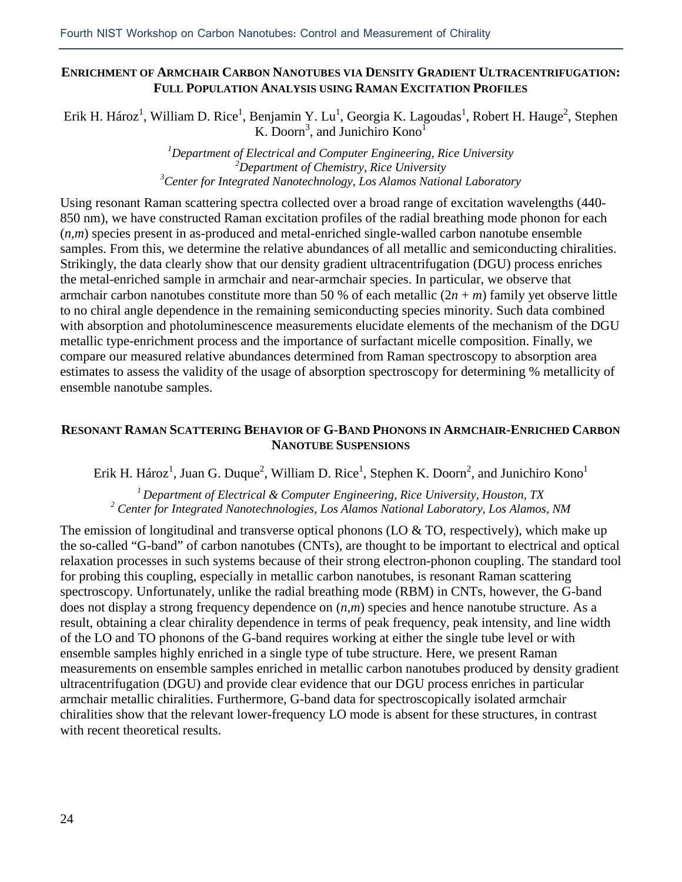## Enrichment of Armchair Carbon Nanotubes via Density Gradient Ultracentrifugation: Full Population Analysis using Raman Excitation Profiles

Erik H. Hároz[1], William D. Rice[1], Benjamin Y. Lu[1], Georgia K. Lagoudas[1], Robert H. Hauge[2], Stephen K. Doorn[3], and Junichiro Kono[1]

*[1]Department of Electrical and Computer Engineering, Rice University*
*[2]Department of Chemistry, Rice University*
*[3]Center for Integrated Nanotechnology, Los Alamos National Laboratory*

Using resonant Raman scattering spectra collected over a broad range of excitation wavelengths (440-850 nm), we have constructed Raman excitation profiles of the radial breathing mode phonon for each (*n,m*) species present in as-produced and metal-enriched single-walled carbon nanotube ensemble samples. From this, we determine the relative abundances of all metallic and semiconducting chiralities. Strikingly, the data clearly show that our density gradient ultracentrifugation (DGU) process enriches the metal-enriched sample in armchair and near-armchair species. In particular, we observe that armchair carbon nanotubes constitute more than 50 % of each metallic ($2n + m$) family yet observe little to no chiral angle dependence in the remaining semiconducting species minority. Such data combined with absorption and photoluminescence measurements elucidate elements of the mechanism of the DGU metallic type-enrichment process and the importance of surfactant micelle composition. Finally, we compare our measured relative abundances determined from Raman spectroscopy to absorption area estimates to assess the validity of the usage of absorption spectroscopy for determining % metallicity of ensemble nanotube samples.

## Resonant Raman Scattering Behavior of G-Band Phonons in Armchair-Enriched Carbon Nanotube Suspensions

Erik H. Hároz[1], Juan G. Duque[2], William D. Rice[1], Stephen K. Doorn[2], and Junichiro Kono[1]

*[1] Department of Electrical & Computer Engineering, Rice University, Houston, TX*
*[2] Center for Integrated Nanotechnologies, Los Alamos National Laboratory, Los Alamos, NM*

The emission of longitudinal and transverse optical phonons (LO & TO, respectively), which make up the so-called "G-band" of carbon nanotubes (CNTs), are thought to be important to electrical and optical relaxation processes in such systems because of their strong electron-phonon coupling. The standard tool for probing this coupling, especially in metallic carbon nanotubes, is resonant Raman scattering spectroscopy. Unfortunately, unlike the radial breathing mode (RBM) in CNTs, however, the G-band does not display a strong frequency dependence on (*n,m*) species and hence nanotube structure. As a result, obtaining a clear chirality dependence in terms of peak frequency, peak intensity, and line width of the LO and TO phonons of the G-band requires working at either the single tube level or with ensemble samples highly enriched in a single type of tube structure. Here, we present Raman measurements on ensemble samples enriched in metallic carbon nanotubes produced by density gradient ultracentrifugation (DGU) and provide clear evidence that our DGU process enriches in particular armchair metallic chiralities. Furthermore, G-band data for spectroscopically isolated armchair chiralities show that the relevant lower-frequency LO mode is absent for these structures, in contrast with recent theoretical results.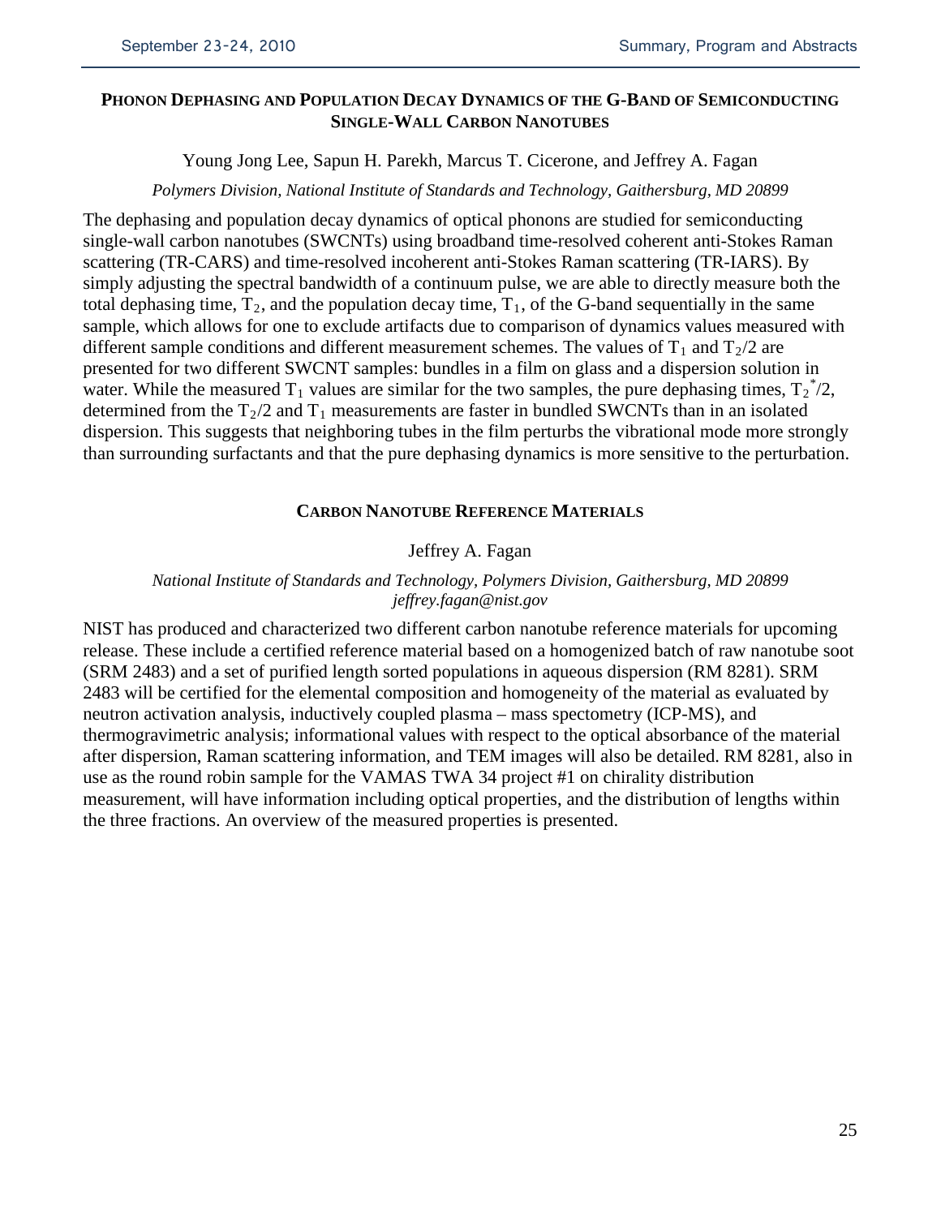## Phonon Dephasing and Population Decay Dynamics of the G-Band of Semiconducting Single-Wall Carbon Nanotubes

Young Jong Lee, Sapun H. Parekh, Marcus T. Cicerone, and Jeffrey A. Fagan

*Polymers Division, National Institute of Standards and Technology, Gaithersburg, MD 20899*

The dephasing and population decay dynamics of optical phonons are studied for semiconducting single-wall carbon nanotubes (SWCNTs) using broadband time-resolved coherent anti-Stokes Raman scattering (TR-CARS) and time-resolved incoherent anti-Stokes Raman scattering (TR-IARS). By simply adjusting the spectral bandwidth of a continuum pulse, we are able to directly measure both the total dephasing time, $T_2$, and the population decay time, $T_1$, of the G-band sequentially in the same sample, which allows for one to exclude artifacts due to comparison of dynamics values measured with different sample conditions and different measurement schemes. The values of $T_1$ and $T_2/2$ are presented for two different SWCNT samples: bundles in a film on glass and a dispersion solution in water. While the measured $T_1$ values are similar for the two samples, the pure dephasing times, $T_2^*/2$, determined from the $T_2/2$ and $T_1$ measurements are faster in bundled SWCNTs than in an isolated dispersion. This suggests that neighboring tubes in the film perturbs the vibrational mode more strongly than surrounding surfactants and that the pure dephasing dynamics is more sensitive to the perturbation.

## Carbon Nanotube Reference Materials

Jeffrey A. Fagan

*National Institute of Standards and Technology, Polymers Division, Gaithersburg, MD 20899*
*jeffrey.fagan@nist.gov*

NIST has produced and characterized two different carbon nanotube reference materials for upcoming release. These include a certified reference material based on a homogenized batch of raw nanotube soot (SRM 2483) and a set of purified length sorted populations in aqueous dispersion (RM 8281). SRM 2483 will be certified for the elemental composition and homogeneity of the material as evaluated by neutron activation analysis, inductively coupled plasma – mass spectometry (ICP-MS), and thermogravimetric analysis; informational values with respect to the optical absorbance of the material after dispersion, Raman scattering information, and TEM images will also be detailed. RM 8281, also in use as the round robin sample for the VAMAS TWA 34 project #1 on chirality distribution measurement, will have information including optical properties, and the distribution of lengths within the three fractions. An overview of the measured properties is presented.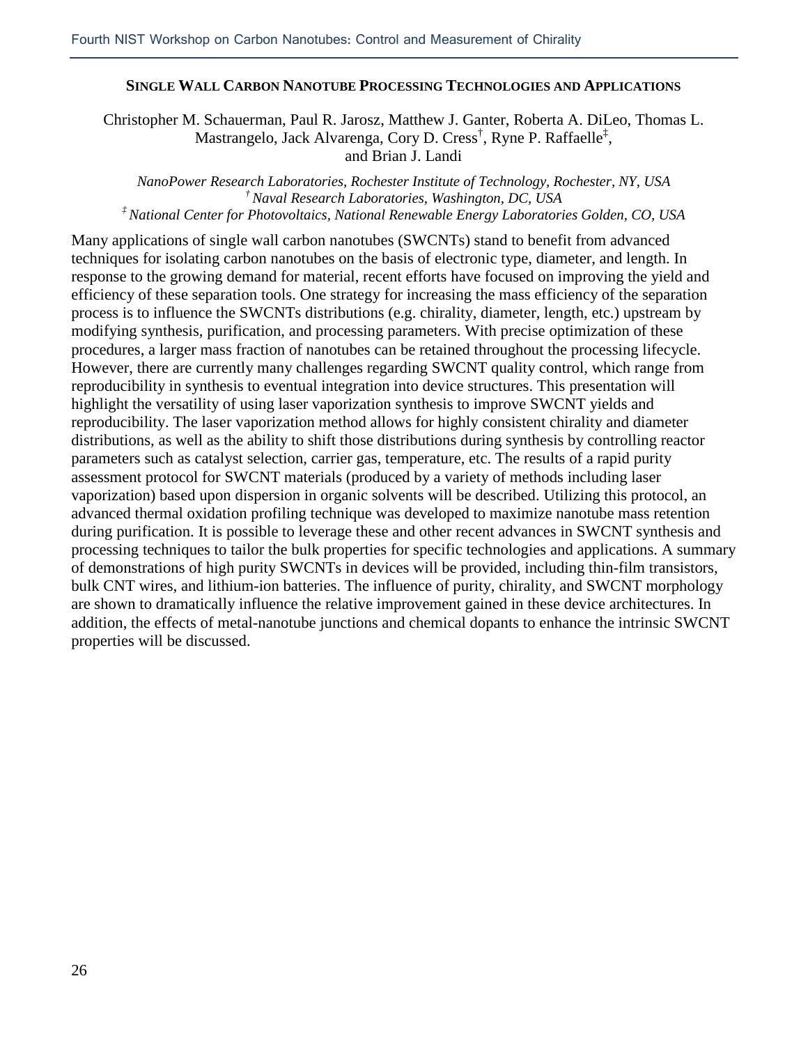## Single Wall Carbon Nanotube Processing Technologies and Applications

Christopher M. Schauerman, Paul R. Jarosz, Matthew J. Ganter, Roberta A. DiLeo, Thomas L. Mastrangelo, Jack Alvarenga, Cory D. Cress[†], Ryne P. Raffaelle[‡], and Brian J. Landi

*NanoPower Research Laboratories, Rochester Institute of Technology, Rochester, NY, USA*
*[†] Naval Research Laboratories, Washington, DC, USA*
*[‡] National Center for Photovoltaics, National Renewable Energy Laboratories Golden, CO, USA*

Many applications of single wall carbon nanotubes (SWCNTs) stand to benefit from advanced techniques for isolating carbon nanotubes on the basis of electronic type, diameter, and length. In response to the growing demand for material, recent efforts have focused on improving the yield and efficiency of these separation tools. One strategy for increasing the mass efficiency of the separation process is to influence the SWCNTs distributions (e.g. chirality, diameter, length, etc.) upstream by modifying synthesis, purification, and processing parameters. With precise optimization of these procedures, a larger mass fraction of nanotubes can be retained throughout the processing lifecycle. However, there are currently many challenges regarding SWCNT quality control, which range from reproducibility in synthesis to eventual integration into device structures. This presentation will highlight the versatility of using laser vaporization synthesis to improve SWCNT yields and reproducibility. The laser vaporization method allows for highly consistent chirality and diameter distributions, as well as the ability to shift those distributions during synthesis by controlling reactor parameters such as catalyst selection, carrier gas, temperature, etc. The results of a rapid purity assessment protocol for SWCNT materials (produced by a variety of methods including laser vaporization) based upon dispersion in organic solvents will be described. Utilizing this protocol, an advanced thermal oxidation profiling technique was developed to maximize nanotube mass retention during purification. It is possible to leverage these and other recent advances in SWCNT synthesis and processing techniques to tailor the bulk properties for specific technologies and applications. A summary of demonstrations of high purity SWCNTs in devices will be provided, including thin-film transistors, bulk CNT wires, and lithium-ion batteries. The influence of purity, chirality, and SWCNT morphology are shown to dramatically influence the relative improvement gained in these device architectures. In addition, the effects of metal-nanotube junctions and chemical dopants to enhance the intrinsic SWCNT properties will be discussed.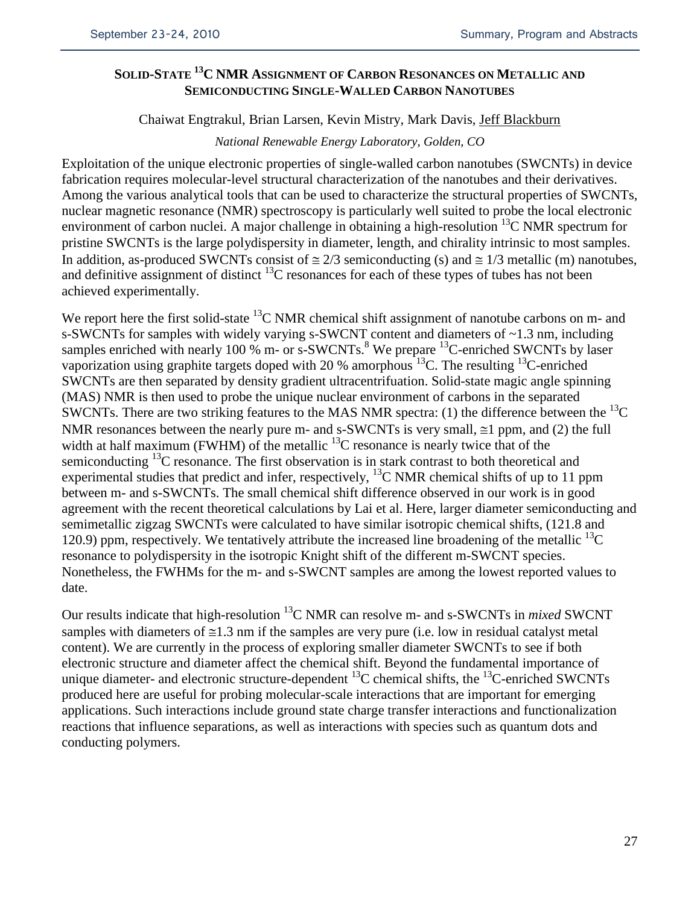## Solid-State $^{13}C$ NMR Assignment of Carbon Resonances on Metallic and Semiconducting Single-Walled Carbon Nanotubes

Chaiwat Engtrakul, Brian Larsen, Kevin Mistry, Mark Davis, Jeff Blackburn

*National Renewable Energy Laboratory, Golden, CO*

Exploitation of the unique electronic properties of single-walled carbon nanotubes (SWCNTs) in device fabrication requires molecular-level structural characterization of the nanotubes and their derivatives. Among the various analytical tools that can be used to characterize the structural properties of SWCNTs, nuclear magnetic resonance (NMR) spectroscopy is particularly well suited to probe the local electronic environment of carbon nuclei. A major challenge in obtaining a high-resolution $^{13}C$ NMR spectrum for pristine SWCNTs is the large polydispersity in diameter, length, and chirality intrinsic to most samples. In addition, as-produced SWCNTs consist of ≅ 2/3 semiconducting (s) and ≅ 1/3 metallic (m) nanotubes, and definitive assignment of distinct $^{13}C$ resonances for each of these types of tubes has not been achieved experimentally.

We report here the first solid-state $^{13}C$ NMR chemical shift assignment of nanotube carbons on m- and s-SWCNTs for samples with widely varying s-SWCNT content and diameters of ~1.3 nm, including samples enriched with nearly 100 % m- or s-SWCNTs.[8] We prepare $^{13}C$-enriched SWCNTs by laser vaporization using graphite targets doped with 20 % amorphous $^{13}C$. The resulting $^{13}C$-enriched SWCNTs are then separated by density gradient ultracentrifuation. Solid-state magic angle spinning (MAS) NMR is then used to probe the unique nuclear environment of carbons in the separated SWCNTs. There are two striking features to the MAS NMR spectra: (1) the difference between the $^{13}C$ NMR resonances between the nearly pure m- and s-SWCNTs is very small, ≅1 ppm, and (2) the full width at half maximum (FWHM) of the metallic $^{13}C$ resonance is nearly twice that of the semiconducting $^{13}C$ resonance. The first observation is in stark contrast to both theoretical and experimental studies that predict and infer, respectively, $^{13}C$ NMR chemical shifts of up to 11 ppm between m- and s-SWCNTs. The small chemical shift difference observed in our work is in good agreement with the recent theoretical calculations by Lai et al. Here, larger diameter semiconducting and semimetallic zigzag SWCNTs were calculated to have similar isotropic chemical shifts, (121.8 and 120.9) ppm, respectively. We tentatively attribute the increased line broadening of the metallic $^{13}C$ resonance to polydispersity in the isotropic Knight shift of the different m-SWCNT species. Nonetheless, the FWHMs for the m- and s-SWCNT samples are among the lowest reported values to date.

Our results indicate that high-resolution $^{13}C$ NMR can resolve m- and s-SWCNTs in *mixed* SWCNT samples with diameters of ≅1.3 nm if the samples are very pure (i.e. low in residual catalyst metal content). We are currently in the process of exploring smaller diameter SWCNTs to see if both electronic structure and diameter affect the chemical shift. Beyond the fundamental importance of unique diameter- and electronic structure-dependent $^{13}C$ chemical shifts, the $^{13}C$-enriched SWCNTs produced here are useful for probing molecular-scale interactions that are important for emerging applications. Such interactions include ground state charge transfer interactions and functionalization reactions that influence separations, as well as interactions with species such as quantum dots and conducting polymers.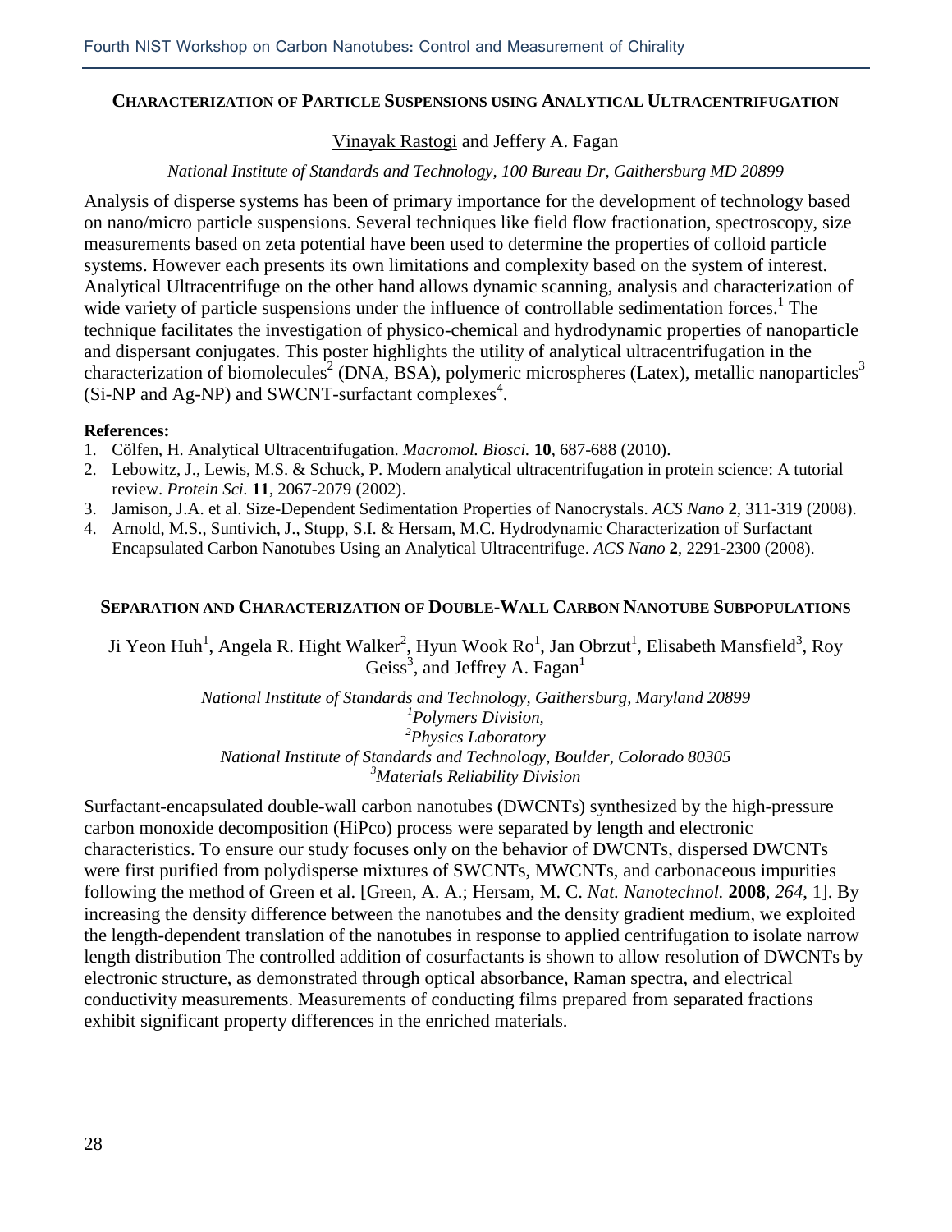## CHARACTERIZATION OF PARTICLE SUSPENSIONS USING ANALYTICAL ULTRACENTRIFUGATION

Vinayak Rastogi and Jeffery A. Fagan

*National Institute of Standards and Technology, 100 Bureau Dr, Gaithersburg MD 20899*

Analysis of disperse systems has been of primary importance for the development of technology based on nano/micro particle suspensions. Several techniques like field flow fractionation, spectroscopy, size measurements based on zeta potential have been used to determine the properties of colloid particle systems. However each presents its own limitations and complexity based on the system of interest. Analytical Ultracentrifuge on the other hand allows dynamic scanning, analysis and characterization of wide variety of particle suspensions under the influence of controllable sedimentation forces.[1] The technique facilitates the investigation of physico-chemical and hydrodynamic properties of nanoparticle and dispersant conjugates. This poster highlights the utility of analytical ultracentrifugation in the characterization of biomolecules[2] (DNA, BSA), polymeric microspheres (Latex), metallic nanoparticles[3] (Si-NP and Ag-NP) and SWCNT-surfactant complexes[4].

**References:**

1. Cölfen, H. Analytical Ultracentrifugation. *Macromol. Biosci.* **10**, 687-688 (2010).
2. Lebowitz, J., Lewis, M.S. & Schuck, P. Modern analytical ultracentrifugation in protein science: A tutorial review. *Protein Sci.* **11**, 2067-2079 (2002).
3. Jamison, J.A. et al. Size-Dependent Sedimentation Properties of Nanocrystals. *ACS Nano* **2**, 311-319 (2008).
4. Arnold, M.S., Suntivich, J., Stupp, S.I. & Hersam, M.C. Hydrodynamic Characterization of Surfactant Encapsulated Carbon Nanotubes Using an Analytical Ultracentrifuge. *ACS Nano* **2**, 2291-2300 (2008).

## SEPARATION AND CHARACTERIZATION OF DOUBLE-WALL CARBON NANOTUBE SUBPOPULATIONS

Ji Yeon Huh[1], Angela R. Hight Walker[2], Hyun Wook Ro[1], Jan Obrzut[1], Elisabeth Mansfield[3], Roy Geiss[3], and Jeffrey A. Fagan[1]

*National Institute of Standards and Technology, Gaithersburg, Maryland 20899*
*[1]Polymers Division,*
*[2]Physics Laboratory*
*National Institute of Standards and Technology, Boulder, Colorado 80305*
*[3]Materials Reliability Division*

Surfactant-encapsulated double-wall carbon nanotubes (DWCNTs) synthesized by the high-pressure carbon monoxide decomposition (HiPco) process were separated by length and electronic characteristics. To ensure our study focuses only on the behavior of DWCNTs, dispersed DWCNTs were first purified from polydisperse mixtures of SWCNTs, MWCNTs, and carbonaceous impurities following the method of Green et al. [Green, A. A.; Hersam, M. C. *Nat. Nanotechnol.* **2008**, *264*, 1]. By increasing the density difference between the nanotubes and the density gradient medium, we exploited the length-dependent translation of the nanotubes in response to applied centrifugation to isolate narrow length distribution The controlled addition of cosurfactants is shown to allow resolution of DWCNTs by electronic structure, as demonstrated through optical absorbance, Raman spectra, and electrical conductivity measurements. Measurements of conducting films prepared from separated fractions exhibit significant property differences in the enriched materials.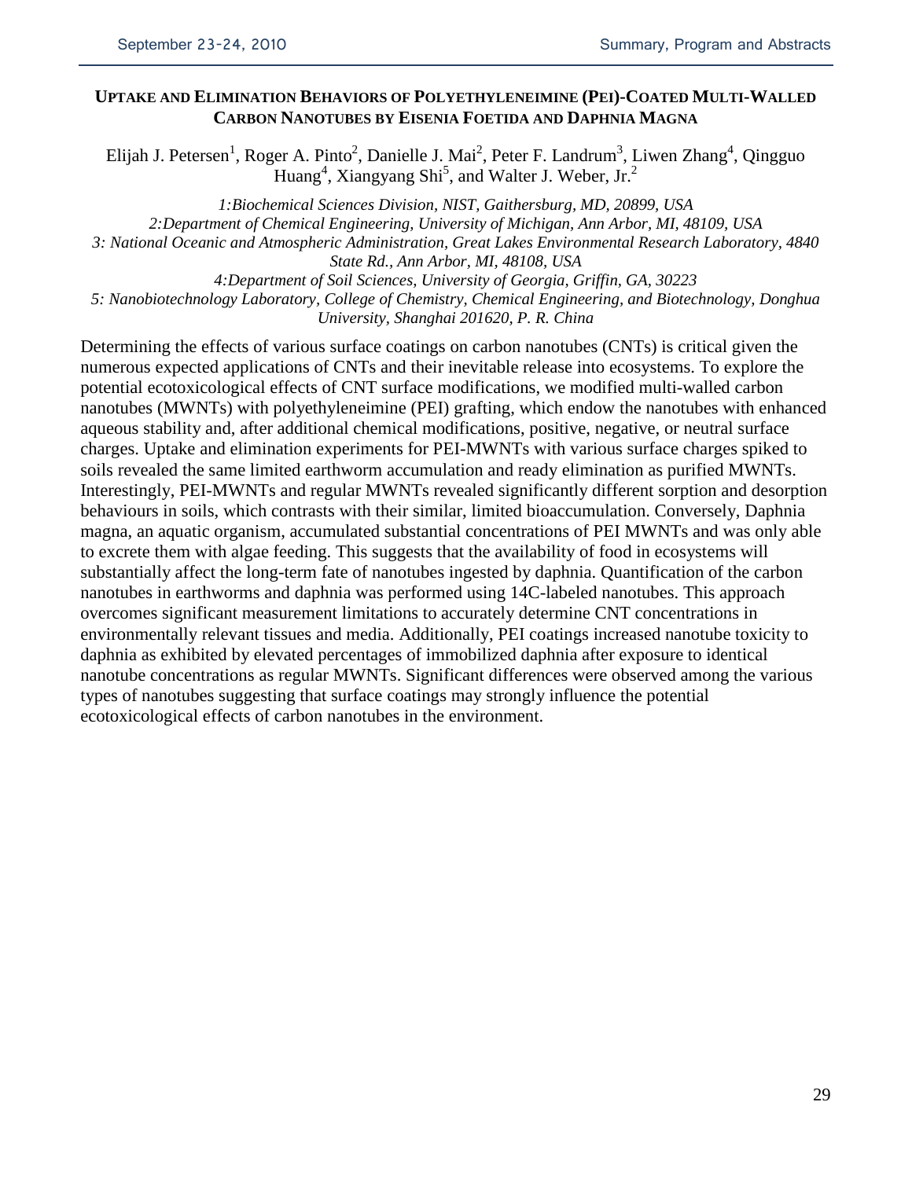## UPTAKE AND ELIMINATION BEHAVIORS OF POLYETHYLENEIMINE (PEI)-COATED MULTI-WALLED CARBON NANOTUBES BY EISENIA FOETIDA AND DAPHNIA MAGNA

Elijah J. Petersen[1], Roger A. Pinto[2], Danielle J. Mai[2], Peter F. Landrum[3], Liwen Zhang[4], Qingguo Huang[4], Xiangyang Shi[5], and Walter J. Weber, Jr.[2]

*1:Biochemical Sciences Division, NIST, Gaithersburg, MD, 20899, USA*
*2:Department of Chemical Engineering, University of Michigan, Ann Arbor, MI, 48109, USA*
*3: National Oceanic and Atmospheric Administration, Great Lakes Environmental Research Laboratory, 4840 State Rd., Ann Arbor, MI, 48108, USA*
*4:Department of Soil Sciences, University of Georgia, Griffin, GA, 30223*
*5: Nanobiotechnology Laboratory, College of Chemistry, Chemical Engineering, and Biotechnology, Donghua University, Shanghai 201620, P. R. China*

Determining the effects of various surface coatings on carbon nanotubes (CNTs) is critical given the numerous expected applications of CNTs and their inevitable release into ecosystems. To explore the potential ecotoxicological effects of CNT surface modifications, we modified multi-walled carbon nanotubes (MWNTs) with polyethyleneimine (PEI) grafting, which endow the nanotubes with enhanced aqueous stability and, after additional chemical modifications, positive, negative, or neutral surface charges. Uptake and elimination experiments for PEI-MWNTs with various surface charges spiked to soils revealed the same limited earthworm accumulation and ready elimination as purified MWNTs. Interestingly, PEI-MWNTs and regular MWNTs revealed significantly different sorption and desorption behaviours in soils, which contrasts with their similar, limited bioaccumulation. Conversely, Daphnia magna, an aquatic organism, accumulated substantial concentrations of PEI MWNTs and was only able to excrete them with algae feeding. This suggests that the availability of food in ecosystems will substantially affect the long-term fate of nanotubes ingested by daphnia. Quantification of the carbon nanotubes in earthworms and daphnia was performed using 14C-labeled nanotubes. This approach overcomes significant measurement limitations to accurately determine CNT concentrations in environmentally relevant tissues and media. Additionally, PEI coatings increased nanotube toxicity to daphnia as exhibited by elevated percentages of immobilized daphnia after exposure to identical nanotube concentrations as regular MWNTs. Significant differences were observed among the various types of nanotubes suggesting that surface coatings may strongly influence the potential ecotoxicological effects of carbon nanotubes in the environment.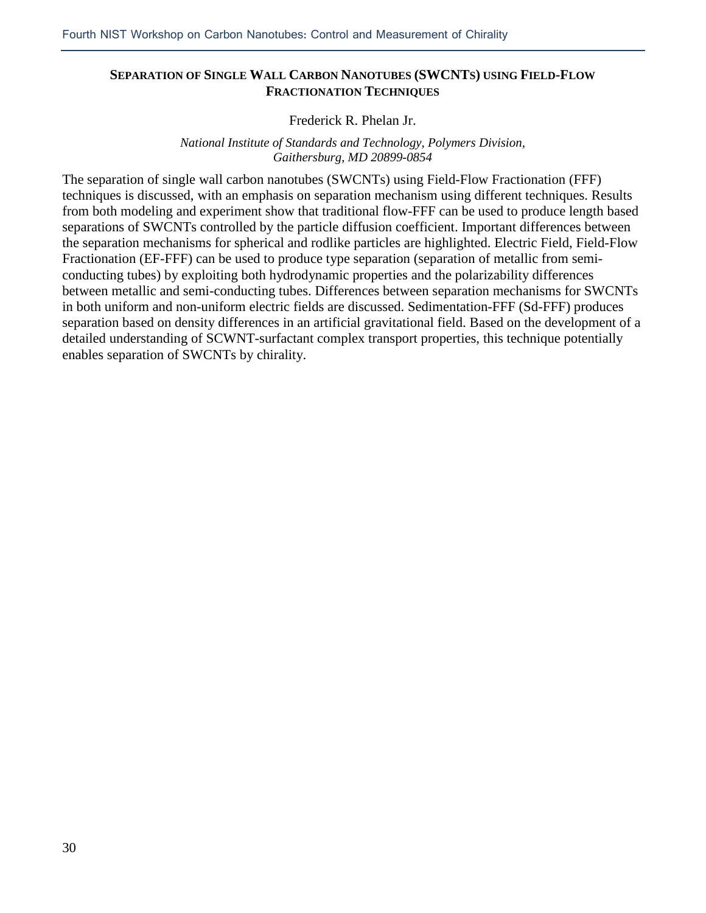## Separation of Single Wall Carbon Nanotubes (SWCNTs) using Field-Flow Fractionation Techniques

Frederick R. Phelan Jr.

*National Institute of Standards and Technology, Polymers Division, Gaithersburg, MD 20899-0854*

The separation of single wall carbon nanotubes (SWCNTs) using Field-Flow Fractionation (FFF) techniques is discussed, with an emphasis on separation mechanism using different techniques. Results from both modeling and experiment show that traditional flow-FFF can be used to produce length based separations of SWCNTs controlled by the particle diffusion coefficient. Important differences between the separation mechanisms for spherical and rodlike particles are highlighted. Electric Field, Field-Flow Fractionation (EF-FFF) can be used to produce type separation (separation of metallic from semi-conducting tubes) by exploiting both hydrodynamic properties and the polarizability differences between metallic and semi-conducting tubes. Differences between separation mechanisms for SWCNTs in both uniform and non-uniform electric fields are discussed. Sedimentation-FFF (Sd-FFF) produces separation based on density differences in an artificial gravitational field. Based on the development of a detailed understanding of SCWNT-surfactant complex transport properties, this technique potentially enables separation of SWCNTs by chirality.